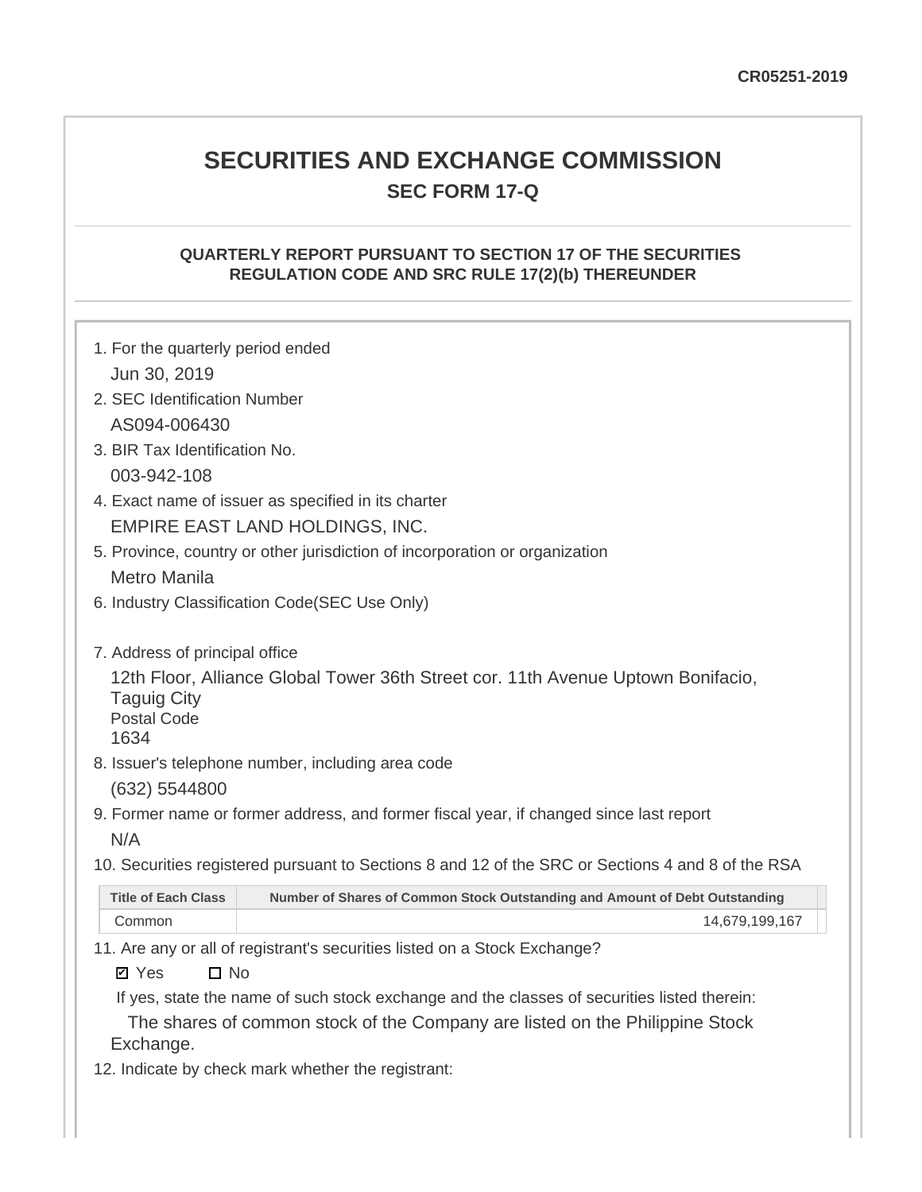CR05251-2019

# SECURITIES AND EXCHANGE COMMISSION

## SEC FORM 17-Q

### QUARTERLY REPORT PURSUANT TO SECTION 17 OF THE SECURITIES REGULATION CODE AND SRC RULE 17(2)(b) THEREUNDER

1. For the quarterly period ended
   Jun 30, 2019
2. SEC Identification Number
   AS094-006430
3. BIR Tax Identification No.
   003-942-108
4. Exact name of issuer as specified in its charter
   EMPIRE EAST LAND HOLDINGS, INC.
5. Province, country or other jurisdiction of incorporation or organization
   Metro Manila
6. Industry Classification Code(SEC Use Only)

7. Address of principal office
   12th Floor, Alliance Global Tower 36th Street cor. 11th Avenue Uptown Bonifacio, Taguig City
   Postal Code
   1634
8. Issuer's telephone number, including area code
   (632) 5544800
9. Former name or former address, and former fiscal year, if changed since last report
   N/A
10. Securities registered pursuant to Sections 8 and 12 of the SRC or Sections 4 and 8 of the RSA

| Title of Each Class | Number of Shares of Common Stock Outstanding and Amount of Debt Outstanding |
|---|---|
| Common | 14,679,199,167 |

11. Are any or all of registrant's securities listed on a Stock Exchange?

    ☑ Yes ☐ No

    If yes, state the name of such stock exchange and the classes of securities listed therein:

    The shares of common stock of the Company are listed on the Philippine Stock Exchange.

12. Indicate by check mark whether the registrant: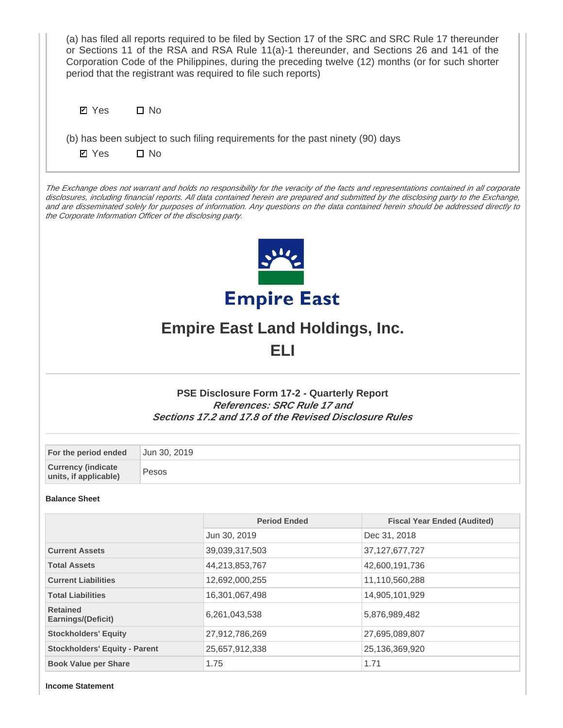(a) has filed all reports required to be filed by Section 17 of the SRC and SRC Rule 17 thereunder or Sections 11 of the RSA and RSA Rule 11(a)-1 thereunder, and Sections 26 and 141 of the Corporation Code of the Philippines, during the preceding twelve (12) months (or for such shorter period that the registrant was required to file such reports)

☑ Yes ☐ No

(b) has been subject to such filing requirements for the past ninety (90) days

☑ Yes ☐ No

*The Exchange does not warrant and holds no responsibility for the veracity of the facts and representations contained in all corporate disclosures, including financial reports. All data contained herein are prepared and submitted by the disclosing party to the Exchange, and are disseminated solely for purposes of information. Any questions on the data contained herein should be addressed directly to the Corporate Information Officer of the disclosing party.*

Empire East

# Empire East Land Holdings, Inc.

# ELI

### PSE Disclosure Form 17-2 - Quarterly Report

***References: SRC Rule 17 and***
***Sections 17.2 and 17.8 of the Revised Disclosure Rules***

| For the period ended | Jun 30, 2019 |
|---|---|
| Currency (indicate units, if applicable) | Pesos |

**Balance Sheet**

| | Period Ended | Fiscal Year Ended (Audited) |
|---|---|---|
| | Jun 30, 2019 | Dec 31, 2018 |
| Current Assets | 39,039,317,503 | 37,127,677,727 |
| Total Assets | 44,213,853,767 | 42,600,191,736 |
| Current Liabilities | 12,692,000,255 | 11,110,560,288 |
| Total Liabilities | 16,301,067,498 | 14,905,101,929 |
| Retained Earnings/(Deficit) | 6,261,043,538 | 5,876,989,482 |
| Stockholders' Equity | 27,912,786,269 | 27,695,089,807 |
| Stockholders' Equity - Parent | 25,657,912,338 | 25,136,369,920 |
| Book Value per Share | 1.75 | 1.71 |

**Income Statement**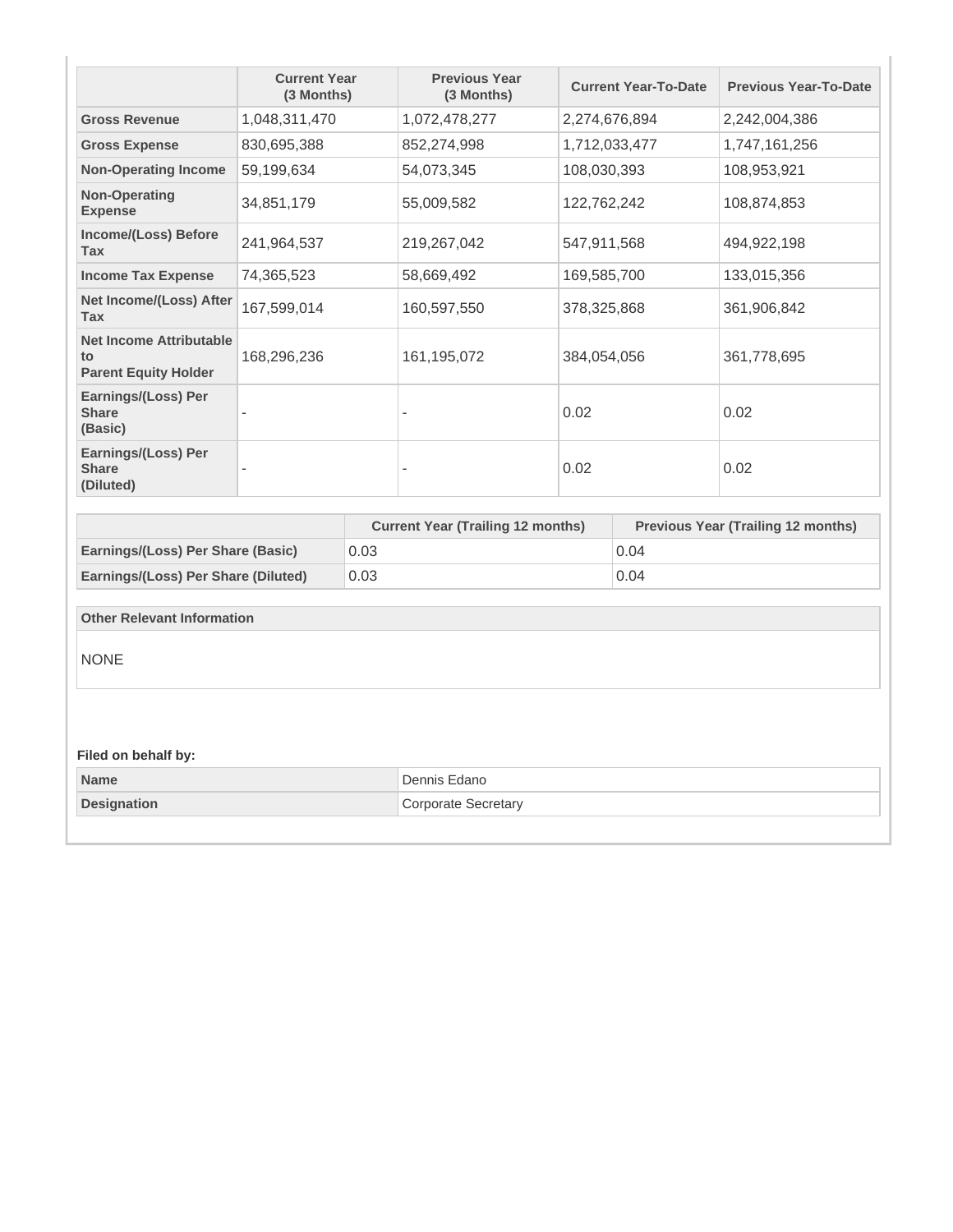| | Current Year (3 Months) | Previous Year (3 Months) | Current Year-To-Date | Previous Year-To-Date |
|---|---|---|---|---|
| **Gross Revenue** | 1,048,311,470 | 1,072,478,277 | 2,274,676,894 | 2,242,004,386 |
| **Gross Expense** | 830,695,388 | 852,274,998 | 1,712,033,477 | 1,747,161,256 |
| **Non-Operating Income** | 59,199,634 | 54,073,345 | 108,030,393 | 108,953,921 |
| **Non-Operating Expense** | 34,851,179 | 55,009,582 | 122,762,242 | 108,874,853 |
| **Income/(Loss) Before Tax** | 241,964,537 | 219,267,042 | 547,911,568 | 494,922,198 |
| **Income Tax Expense** | 74,365,523 | 58,669,492 | 169,585,700 | 133,015,356 |
| **Net Income/(Loss) After Tax** | 167,599,014 | 160,597,550 | 378,325,868 | 361,906,842 |
| **Net Income Attributable to Parent Equity Holder** | 168,296,236 | 161,195,072 | 384,054,056 | 361,778,695 |
| **Earnings/(Loss) Per Share (Basic)** | - | - | 0.02 | 0.02 |
| **Earnings/(Loss) Per Share (Diluted)** | - | - | 0.02 | 0.02 |

| | Current Year (Trailing 12 months) | Previous Year (Trailing 12 months) |
|---|---|---|
| **Earnings/(Loss) Per Share (Basic)** | 0.03 | 0.04 |
| **Earnings/(Loss) Per Share (Diluted)** | 0.03 | 0.04 |

| Other Relevant Information |
|---|
| NONE |

**Filed on behalf by:**

| | |
|---|---|
| **Name** | Dennis Edano |
| **Designation** | Corporate Secretary |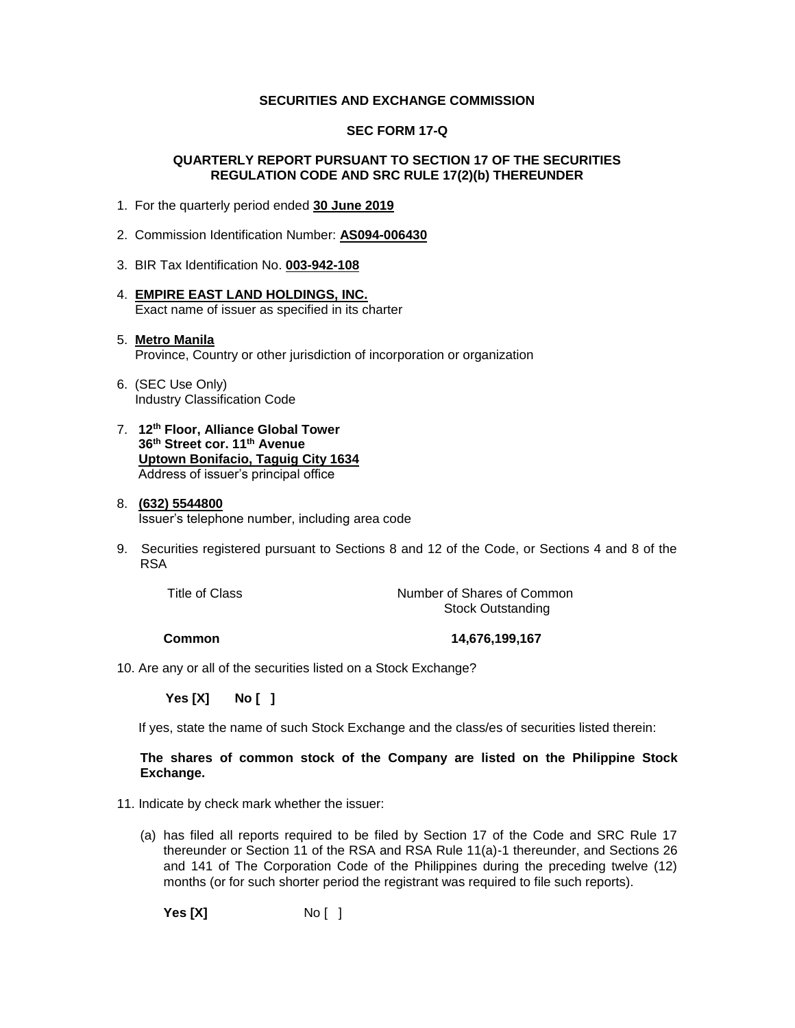**SECURITIES AND EXCHANGE COMMISSION**

**SEC FORM 17-Q**

**QUARTERLY REPORT PURSUANT TO SECTION 17 OF THE SECURITIES REGULATION CODE AND SRC RULE 17(2)(b) THEREUNDER**

1. For the quarterly period ended **30 June 2019**

2. Commission Identification Number: **AS094-006430**

3. BIR Tax Identification No. **003-942-108**

4. **EMPIRE EAST LAND HOLDINGS, INC.**
   Exact name of issuer as specified in its charter

5. **Metro Manila**
   Province, Country or other jurisdiction of incorporation or organization

6. (SEC Use Only)
   Industry Classification Code

7. **12th Floor, Alliance Global Tower**
   **36th Street cor. 11th Avenue**
   **Uptown Bonifacio, Taguig City 1634**
   Address of issuer's principal office

8. **(632) 5544800**
   Issuer's telephone number, including area code

9. Securities registered pursuant to Sections 8 and 12 of the Code, or Sections 4 and 8 of the RSA

| Title of Class | Number of Shares of Common Stock Outstanding |
|---|---|
| **Common** | **14,676,199,167** |

10. Are any or all of the securities listed on a Stock Exchange?

    **Yes [X]** **No [ ]**

    If yes, state the name of such Stock Exchange and the class/es of securities listed therein:

    **The shares of common stock of the Company are listed on the Philippine Stock Exchange.**

11. Indicate by check mark whether the issuer:

    (a) has filed all reports required to be filed by Section 17 of the Code and SRC Rule 17 thereunder or Section 11 of the RSA and RSA Rule 11(a)-1 thereunder, and Sections 26 and 141 of The Corporation Code of the Philippines during the preceding twelve (12) months (or for such shorter period the registrant was required to file such reports).

    **Yes [X]** No [ ]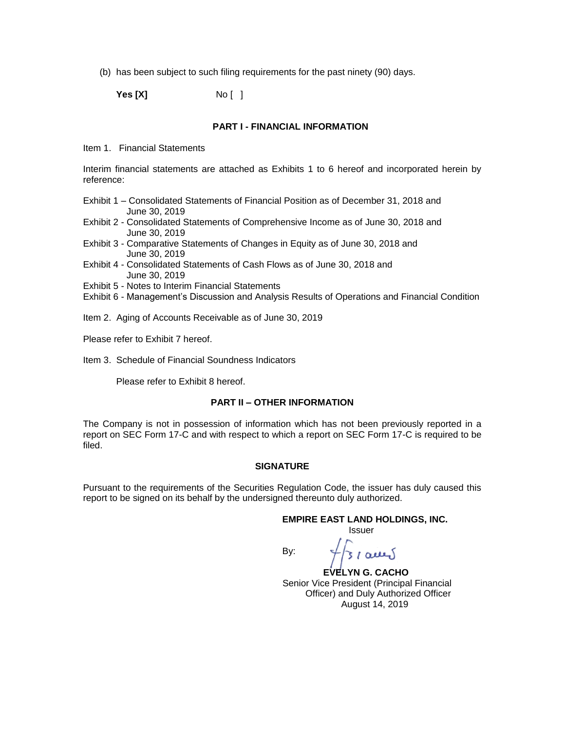(b) has been subject to such filing requirements for the past ninety (90) days.

**Yes [X]** No [ ]

## PART I - FINANCIAL INFORMATION

Item 1. Financial Statements

Interim financial statements are attached as Exhibits 1 to 6 hereof and incorporated herein by reference:

Exhibit 1 – Consolidated Statements of Financial Position as of December 31, 2018 and June 30, 2019
Exhibit 2 - Consolidated Statements of Comprehensive Income as of June 30, 2018 and June 30, 2019
Exhibit 3 - Comparative Statements of Changes in Equity as of June 30, 2018 and June 30, 2019
Exhibit 4 - Consolidated Statements of Cash Flows as of June 30, 2018 and June 30, 2019
Exhibit 5 - Notes to Interim Financial Statements
Exhibit 6 - Management's Discussion and Analysis Results of Operations and Financial Condition

Item 2. Aging of Accounts Receivable as of June 30, 2019

Please refer to Exhibit 7 hereof.

Item 3. Schedule of Financial Soundness Indicators

Please refer to Exhibit 8 hereof.

## PART II – OTHER INFORMATION

The Company is not in possession of information which has not been previously reported in a report on SEC Form 17-C and with respect to which a report on SEC Form 17-C is required to be filed.

## SIGNATURE

Pursuant to the requirements of the Securities Regulation Code, the issuer has duly caused this report to be signed on its behalf by the undersigned thereunto duly authorized.

**EMPIRE EAST LAND HOLDINGS, INC.**
Issuer

By:

**EVELYN G. CACHO**
Senior Vice President (Principal Financial Officer) and Duly Authorized Officer
August 14, 2019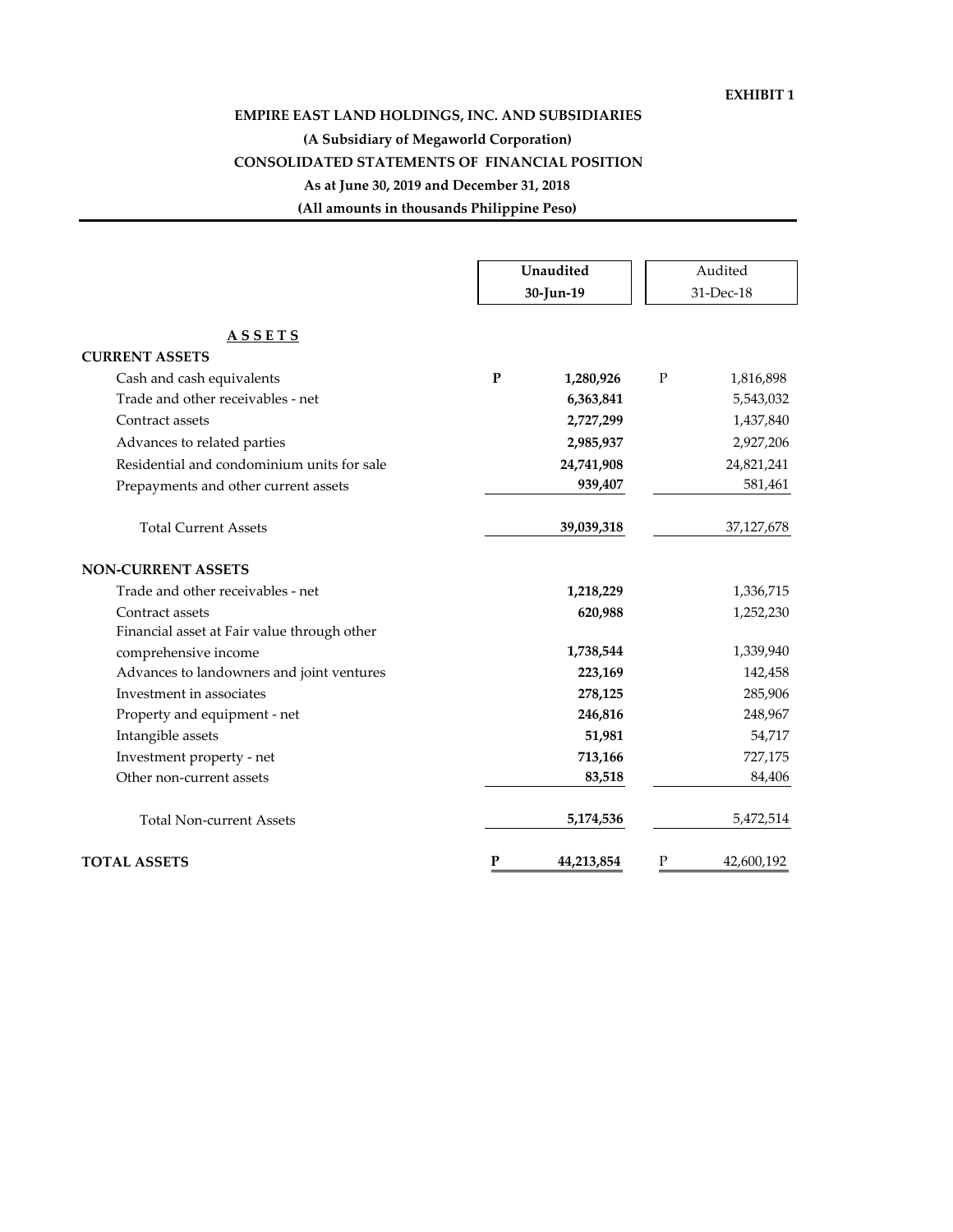**EXHIBIT 1**

**EMPIRE EAST LAND HOLDINGS, INC. AND SUBSIDIARIES**

**(A Subsidiary of Megaworld Corporation)**

**CONSOLIDATED STATEMENTS OF FINANCIAL POSITION**

**As at June 30, 2019 and December 31, 2018**

**(All amounts in thousands Philippine Peso)**

| | Unaudited 30-Jun-19 | Audited 31-Dec-18 |
|---|---|---|
| **A S S E T S** | | |
| **CURRENT ASSETS** | | |
| Cash and cash equivalents | P 1,280,926 | P 1,816,898 |
| Trade and other receivables - net | 6,363,841 | 5,543,032 |
| Contract assets | 2,727,299 | 1,437,840 |
| Advances to related parties | 2,985,937 | 2,927,206 |
| Residential and condominium units for sale | 24,741,908 | 24,821,241 |
| Prepayments and other current assets | 939,407 | 581,461 |
| Total Current Assets | 39,039,318 | 37,127,678 |
| **NON-CURRENT ASSETS** | | |
| Trade and other receivables - net | 1,218,229 | 1,336,715 |
| Contract assets | 620,988 | 1,252,230 |
| Financial asset at Fair value through other comprehensive income | 1,738,544 | 1,339,940 |
| Advances to landowners and joint ventures | 223,169 | 142,458 |
| Investment in associates | 278,125 | 285,906 |
| Property and equipment - net | 246,816 | 248,967 |
| Intangible assets | 51,981 | 54,717 |
| Investment property - net | 713,166 | 727,175 |
| Other non-current assets | 83,518 | 84,406 |
| Total Non-current Assets | 5,174,536 | 5,472,514 |
| **TOTAL ASSETS** | P 44,213,854 | P 42,600,192 |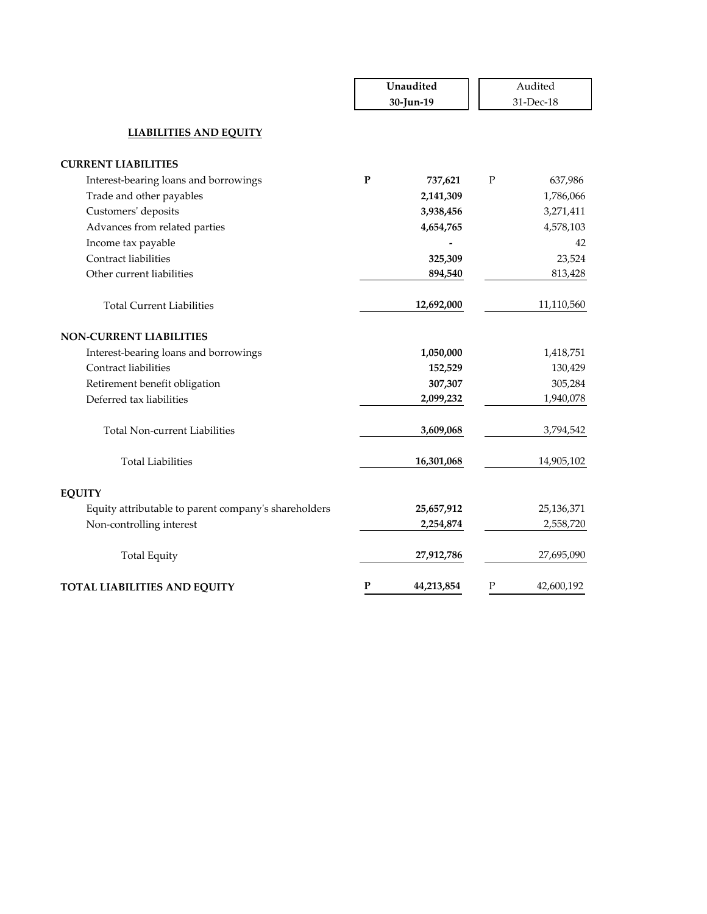| | Unaudited 30-Jun-19 | Audited 31-Dec-18 |
|---|---|---|
| **LIABILITIES AND EQUITY** | | |
| **CURRENT LIABILITIES** | | |
| Interest-bearing loans and borrowings | **P 737,621** | P 637,986 |
| Trade and other payables | **2,141,309** | 1,786,066 |
| Customers' deposits | **3,938,456** | 3,271,411 |
| Advances from related parties | **4,654,765** | 4,578,103 |
| Income tax payable | **-** | 42 |
| Contract liabilities | **325,309** | 23,524 |
| Other current liabilities | **894,540** | 813,428 |
| Total Current Liabilities | **12,692,000** | 11,110,560 |
| **NON-CURRENT LIABILITIES** | | |
| Interest-bearing loans and borrowings | **1,050,000** | 1,418,751 |
| Contract liabilities | **152,529** | 130,429 |
| Retirement benefit obligation | **307,307** | 305,284 |
| Deferred tax liabilities | **2,099,232** | 1,940,078 |
| Total Non-current Liabilities | **3,609,068** | 3,794,542 |
| Total Liabilities | **16,301,068** | 14,905,102 |
| **EQUITY** | | |
| Equity attributable to parent company's shareholders | **25,657,912** | 25,136,371 |
| Non-controlling interest | **2,254,874** | 2,558,720 |
| Total Equity | **27,912,786** | 27,695,090 |
| **TOTAL LIABILITIES AND EQUITY** | **P 44,213,854** | P 42,600,192 |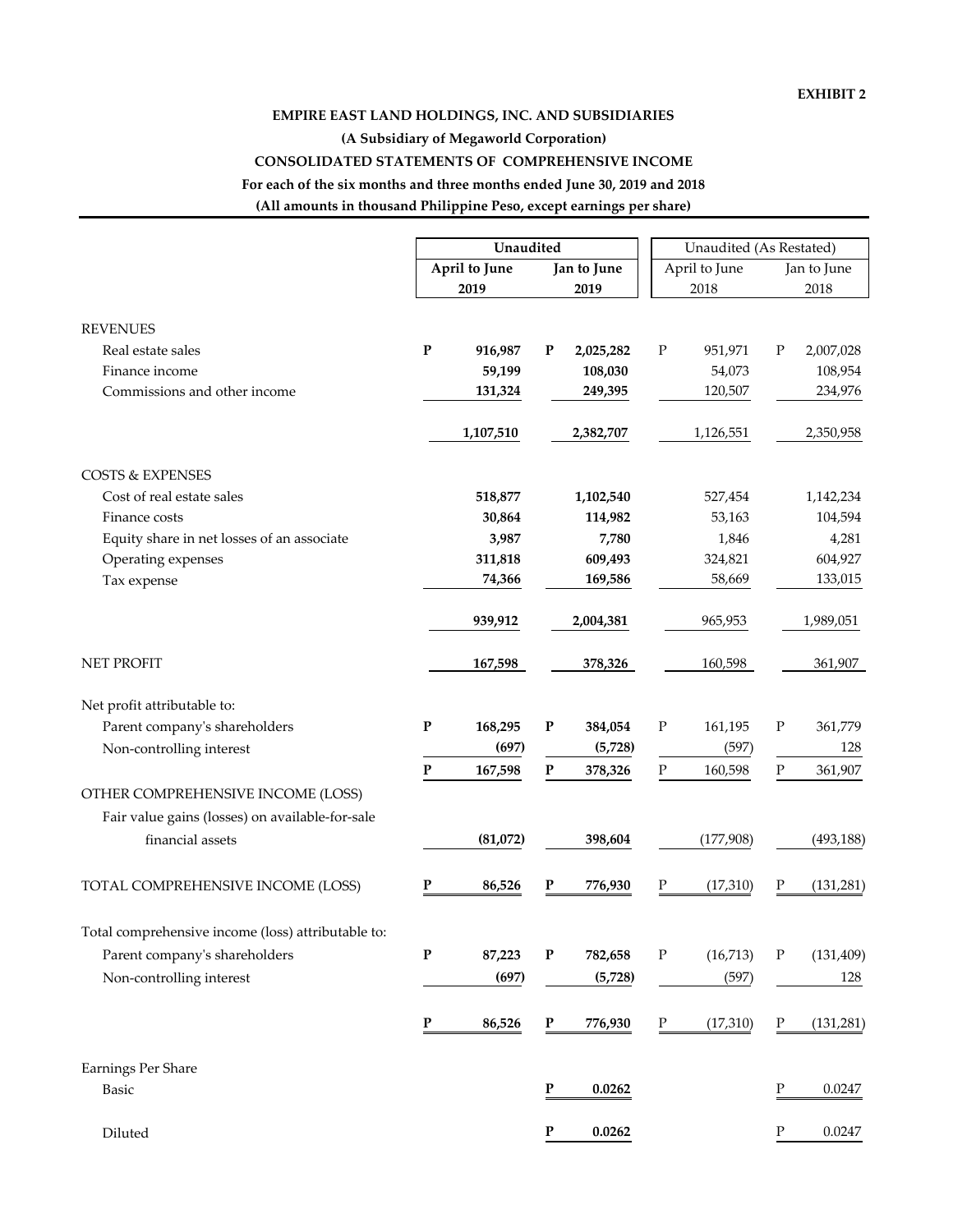EXHIBIT 2

**EMPIRE EAST LAND HOLDINGS, INC. AND SUBSIDIARIES**

**(A Subsidiary of Megaworld Corporation)**

**CONSOLIDATED STATEMENTS OF COMPREHENSIVE INCOME**

**For each of the six months and three months ended June 30, 2019 and 2018**

**(All amounts in thousand Philippine Peso, except earnings per share)**

| | **Unaudited** | | Unaudited (As Restated) | |
|---|---|---|---|---|
| | **April to June 2019** | **Jan to June 2019** | April to June 2018 | Jan to June 2018 |
| REVENUES | | | | |
| Real estate sales | **P 916,987** | **P 2,025,282** | P 951,971 | P 2,007,028 |
| Finance income | **59,199** | **108,030** | 54,073 | 108,954 |
| Commissions and other income | **131,324** | **249,395** | 120,507 | 234,976 |
| | **1,107,510** | **2,382,707** | 1,126,551 | 2,350,958 |
| COSTS & EXPENSES | | | | |
| Cost of real estate sales | **518,877** | **1,102,540** | 527,454 | 1,142,234 |
| Finance costs | **30,864** | **114,982** | 53,163 | 104,594 |
| Equity share in net losses of an associate | **3,987** | **7,780** | 1,846 | 4,281 |
| Operating expenses | **311,818** | **609,493** | 324,821 | 604,927 |
| Tax expense | **74,366** | **169,586** | 58,669 | 133,015 |
| | **939,912** | **2,004,381** | 965,953 | 1,989,051 |
| NET PROFIT | **167,598** | **378,326** | 160,598 | 361,907 |
| Net profit attributable to: | | | | |
| Parent company's shareholders | **P 168,295** | **P 384,054** | P 161,195 | P 361,779 |
| Non-controlling interest | **(697)** | **(5,728)** | (597) | 128 |
| | **P 167,598** | **P 378,326** | P 160,598 | P 361,907 |
| OTHER COMPREHENSIVE INCOME (LOSS) | | | | |
| Fair value gains (losses) on available-for-sale financial assets | **(81,072)** | **398,604** | (177,908) | (493,188) |
| TOTAL COMPREHENSIVE INCOME (LOSS) | **P 86,526** | **P 776,930** | P (17,310) | P (131,281) |
| Total comprehensive income (loss) attributable to: | | | | |
| Parent company's shareholders | **P 87,223** | **P 782,658** | P (16,713) | P (131,409) |
| Non-controlling interest | **(697)** | **(5,728)** | (597) | 128 |
| | **P 86,526** | **P 776,930** | P (17,310) | P (131,281) |
| Earnings Per Share | | | | |
| Basic | | **P 0.0262** | | P 0.0247 |
| Diluted | | **P 0.0262** | | P 0.0247 |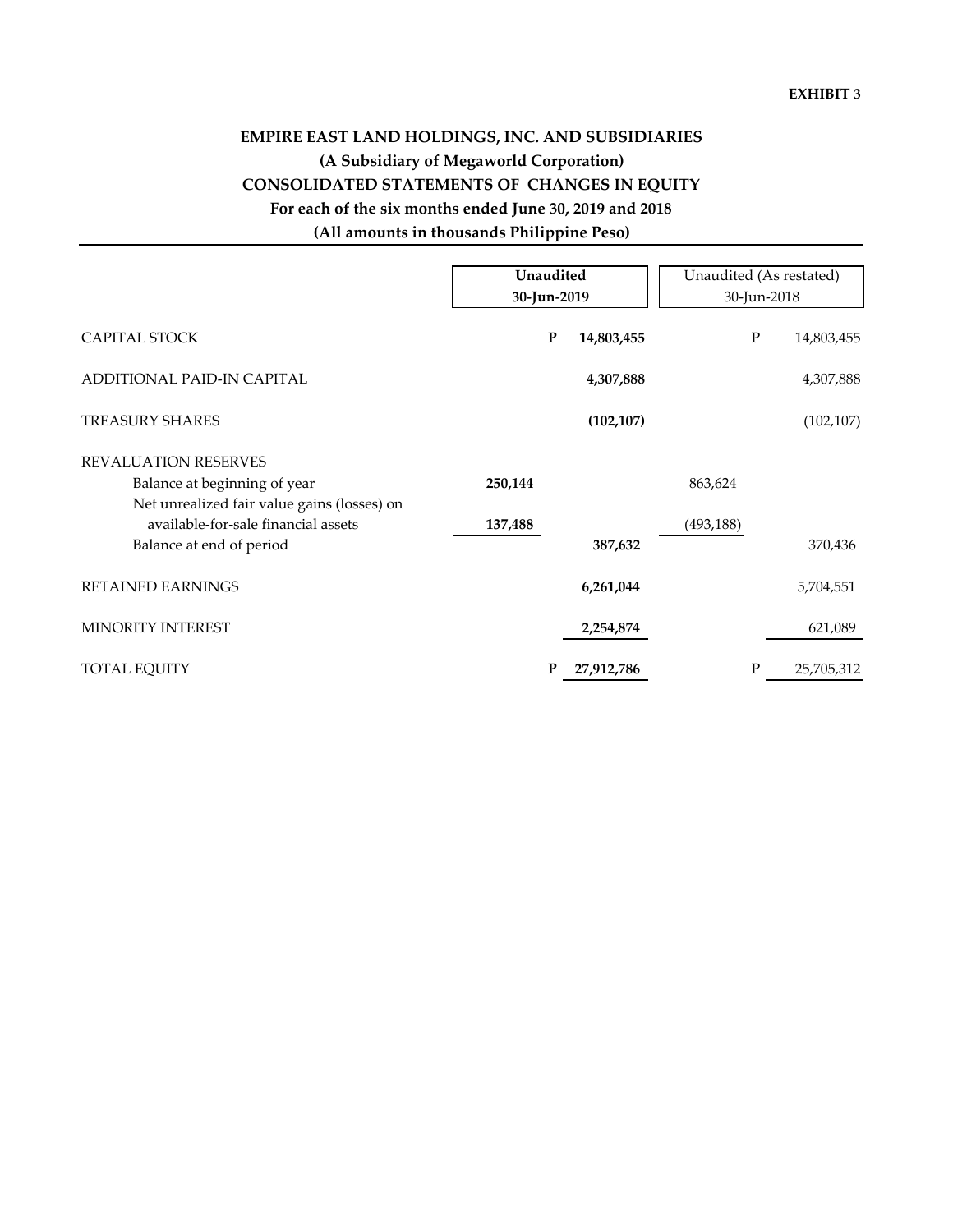EXHIBIT 3

# EMPIRE EAST LAND HOLDINGS, INC. AND SUBSIDIARIES
## (A Subsidiary of Megaworld Corporation)
## CONSOLIDATED STATEMENTS OF CHANGES IN EQUITY
### For each of the six months ended June 30, 2019 and 2018
### (All amounts in thousands Philippine Peso)

| | Unaudited 30-Jun-2019 | | Unaudited (As restated) 30-Jun-2018 | |
|---|---|---|---|---|
| CAPITAL STOCK | | **P 14,803,455** | | P 14,803,455 |
| ADDITIONAL PAID-IN CAPITAL | | **4,307,888** | | 4,307,888 |
| TREASURY SHARES | | **(102,107)** | | (102,107) |
| REVALUATION RESERVES | | | | |
| Balance at beginning of year | **250,144** | | 863,624 | |
| Net unrealized fair value gains (losses) on available-for-sale financial assets | **137,488** | | (493,188) | |
| Balance at end of period | | **387,632** | | 370,436 |
| RETAINED EARNINGS | | **6,261,044** | | 5,704,551 |
| MINORITY INTEREST | | **2,254,874** | | 621,089 |
| TOTAL EQUITY | | **P 27,912,786** | | P 25,705,312 |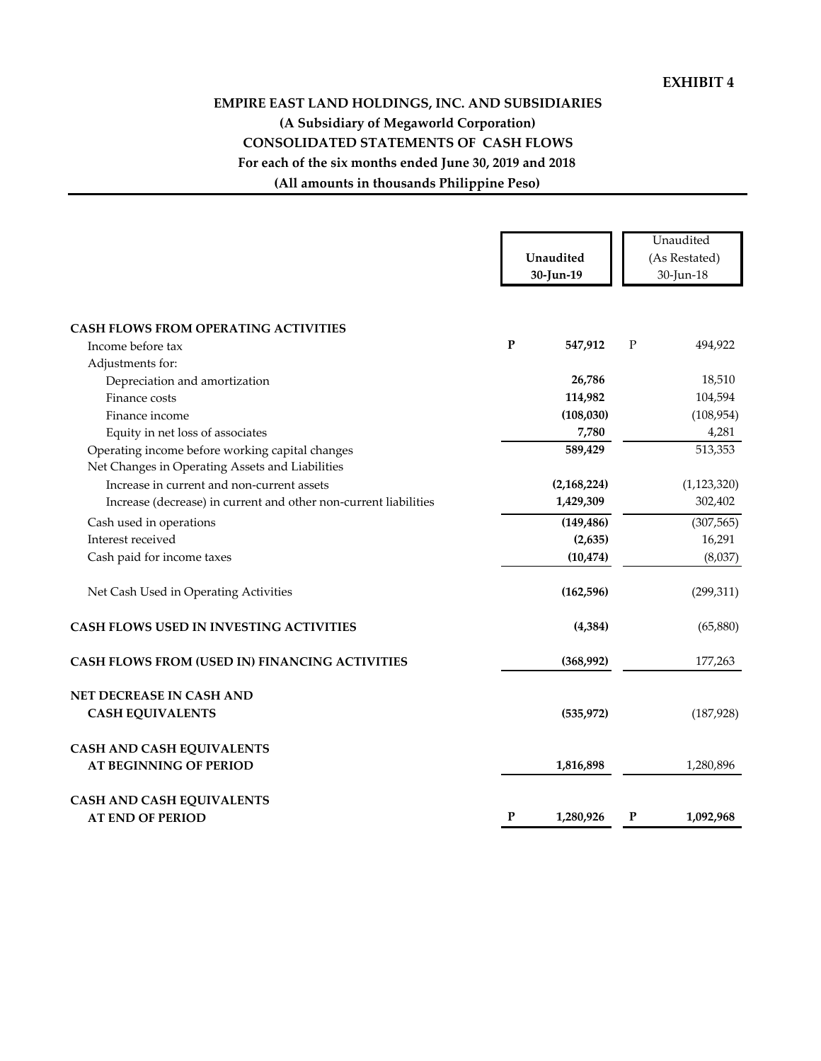**EXHIBIT 4**

# EMPIRE EAST LAND HOLDINGS, INC. AND SUBSIDIARIES

**(A Subsidiary of Megaworld Corporation)**

**CONSOLIDATED STATEMENTS OF CASH FLOWS**

**For each of the six months ended June 30, 2019 and 2018**

**(All amounts in thousands Philippine Peso)**

| | Unaudited 30-Jun-19 | Unaudited (As Restated) 30-Jun-18 |
|---|---|---|
| **CASH FLOWS FROM OPERATING ACTIVITIES** | | |
| Income before tax | P 547,912 | P 494,922 |
| Adjustments for: | | |
| Depreciation and amortization | 26,786 | 18,510 |
| Finance costs | 114,982 | 104,594 |
| Finance income | (108,030) | (108,954) |
| Equity in net loss of associates | 7,780 | 4,281 |
| Operating income before working capital changes | 589,429 | 513,353 |
| Net Changes in Operating Assets and Liabilities | | |
| Increase in current and non-current assets | (2,168,224) | (1,123,320) |
| Increase (decrease) in current and other non-current liabilities | 1,429,309 | 302,402 |
| Cash used in operations | (149,486) | (307,565) |
| Interest received | (2,635) | 16,291 |
| Cash paid for income taxes | (10,474) | (8,037) |
| Net Cash Used in Operating Activities | (162,596) | (299,311) |
| **CASH FLOWS USED IN INVESTING ACTIVITIES** | (4,384) | (65,880) |
| **CASH FLOWS FROM (USED IN) FINANCING ACTIVITIES** | (368,992) | 177,263 |
| **NET DECREASE IN CASH AND CASH EQUIVALENTS** | (535,972) | (187,928) |
| **CASH AND CASH EQUIVALENTS AT BEGINNING OF PERIOD** | 1,816,898 | 1,280,896 |
| **CASH AND CASH EQUIVALENTS AT END OF PERIOD** | P 1,280,926 | P 1,092,968 |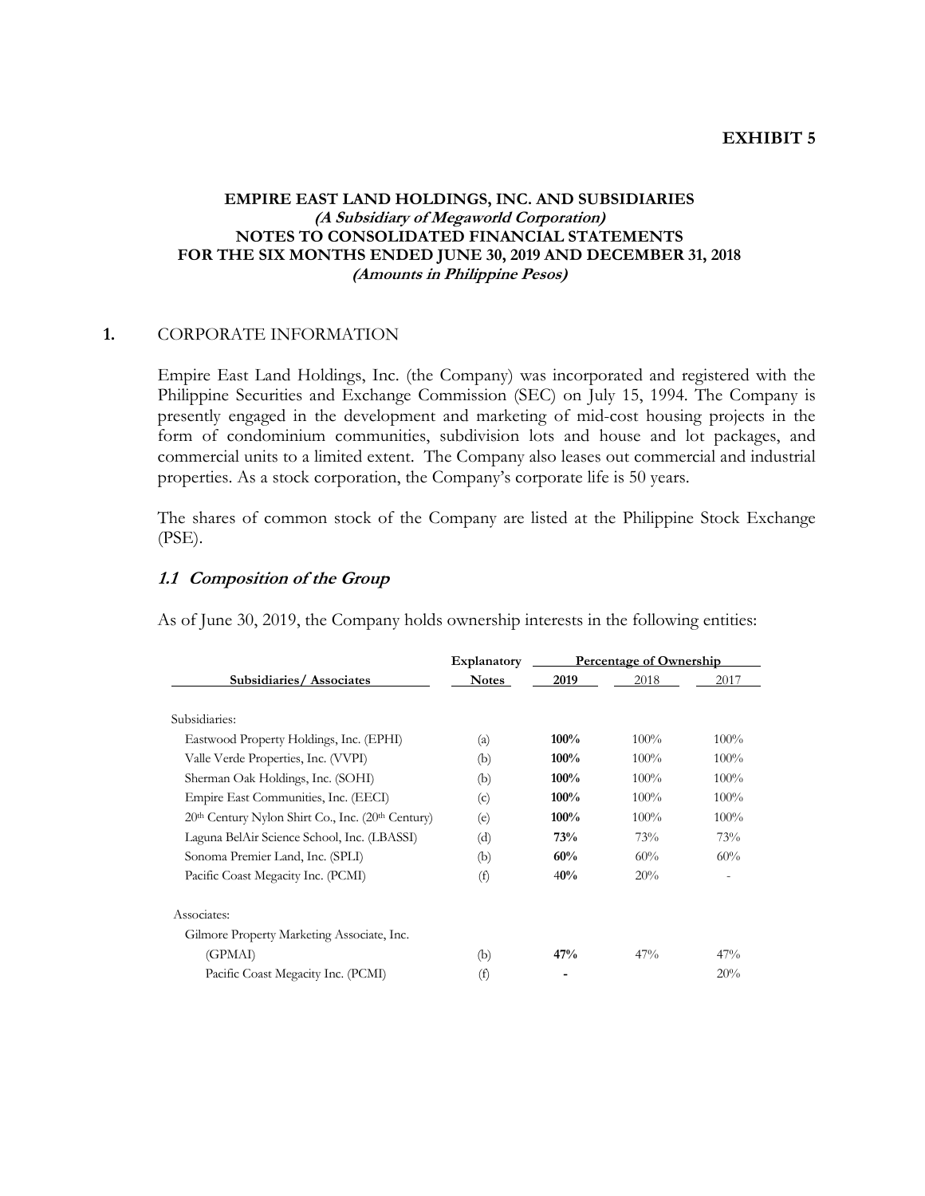**EXHIBIT 5**

**EMPIRE EAST LAND HOLDINGS, INC. AND SUBSIDIARIES**
***(A Subsidiary of Megaworld Corporation)***
**NOTES TO CONSOLIDATED FINANCIAL STATEMENTS**
**FOR THE SIX MONTHS ENDED JUNE 30, 2019 AND DECEMBER 31, 2018**
***(Amounts in Philippine Pesos)***

## 1. CORPORATE INFORMATION

Empire East Land Holdings, Inc. (the Company) was incorporated and registered with the Philippine Securities and Exchange Commission (SEC) on July 15, 1994. The Company is presently engaged in the development and marketing of mid-cost housing projects in the form of condominium communities, subdivision lots and house and lot packages, and commercial units to a limited extent. The Company also leases out commercial and industrial properties. As a stock corporation, the Company's corporate life is 50 years.

The shares of common stock of the Company are listed at the Philippine Stock Exchange (PSE).

### *1.1 Composition of the Group*

As of June 30, 2019, the Company holds ownership interests in the following entities:

| Subsidiaries/ Associates | Explanatory Notes | Percentage of Ownership | | |
|---|---|---|---|---|
| | | **2019** | 2018 | 2017 |
| Subsidiaries: | | | | |
| Eastwood Property Holdings, Inc. (EPHI) | (a) | **100%** | 100% | 100% |
| Valle Verde Properties, Inc. (VVPI) | (b) | **100%** | 100% | 100% |
| Sherman Oak Holdings, Inc. (SOHI) | (b) | **100%** | 100% | 100% |
| Empire East Communities, Inc. (EECI) | (c) | **100%** | 100% | 100% |
| 20th Century Nylon Shirt Co., Inc. (20th Century) | (e) | **100%** | 100% | 100% |
| Laguna BelAir Science School, Inc. (LBASSI) | (d) | **73%** | 73% | 73% |
| Sonoma Premier Land, Inc. (SPLI) | (b) | **60%** | 60% | 60% |
| Pacific Coast Megacity Inc. (PCMI) | (f) | **40%** | 20% | - |
| Associates: | | | | |
| Gilmore Property Marketing Associate, Inc. (GPMAI) | (b) | **47%** | 47% | 47% |
| Pacific Coast Megacity Inc. (PCMI) | (f) | **-** | | 20% |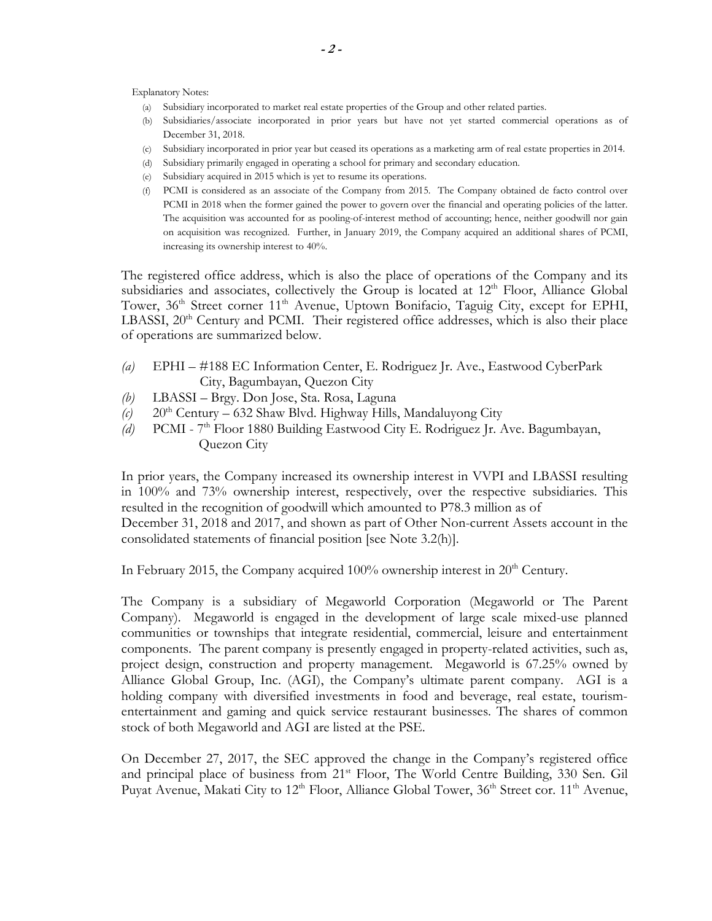Explanatory Notes:

(a) Subsidiary incorporated to market real estate properties of the Group and other related parties.
(b) Subsidiaries/associate incorporated in prior years but have not yet started commercial operations as of December 31, 2018.
(c) Subsidiary incorporated in prior year but ceased its operations as a marketing arm of real estate properties in 2014.
(d) Subsidiary primarily engaged in operating a school for primary and secondary education.
(e) Subsidiary acquired in 2015 which is yet to resume its operations.
(f) PCMI is considered as an associate of the Company from 2015. The Company obtained de facto control over PCMI in 2018 when the former gained the power to govern over the financial and operating policies of the latter. The acquisition was accounted for as pooling-of-interest method of accounting; hence, neither goodwill nor gain on acquisition was recognized. Further, in January 2019, the Company acquired an additional shares of PCMI, increasing its ownership interest to 40%.

The registered office address, which is also the place of operations of the Company and its subsidiaries and associates, collectively the Group is located at 12th Floor, Alliance Global Tower, 36th Street corner 11th Avenue, Uptown Bonifacio, Taguig City, except for EPHI, LBASSI, 20th Century and PCMI. Their registered office addresses, which is also their place of operations are summarized below.

*(a)* EPHI – #188 EC Information Center, E. Rodriguez Jr. Ave., Eastwood CyberPark City, Bagumbayan, Quezon City
*(b)* LBASSI – Brgy. Don Jose, Sta. Rosa, Laguna
*(c)* 20th Century – 632 Shaw Blvd. Highway Hills, Mandaluyong City
*(d)* PCMI - 7th Floor 1880 Building Eastwood City E. Rodriguez Jr. Ave. Bagumbayan, Quezon City

In prior years, the Company increased its ownership interest in VVPI and LBASSI resulting in 100% and 73% ownership interest, respectively, over the respective subsidiaries. This resulted in the recognition of goodwill which amounted to P78.3 million as of December 31, 2018 and 2017, and shown as part of Other Non-current Assets account in the consolidated statements of financial position [see Note 3.2(h)].

In February 2015, the Company acquired 100% ownership interest in 20th Century.

The Company is a subsidiary of Megaworld Corporation (Megaworld or The Parent Company). Megaworld is engaged in the development of large scale mixed-use planned communities or townships that integrate residential, commercial, leisure and entertainment components. The parent company is presently engaged in property-related activities, such as, project design, construction and property management. Megaworld is 67.25% owned by Alliance Global Group, Inc. (AGI), the Company's ultimate parent company. AGI is a holding company with diversified investments in food and beverage, real estate, tourism-entertainment and gaming and quick service restaurant businesses. The shares of common stock of both Megaworld and AGI are listed at the PSE.

On December 27, 2017, the SEC approved the change in the Company's registered office and principal place of business from 21st Floor, The World Centre Building, 330 Sen. Gil Puyat Avenue, Makati City to 12th Floor, Alliance Global Tower, 36th Street cor. 11th Avenue,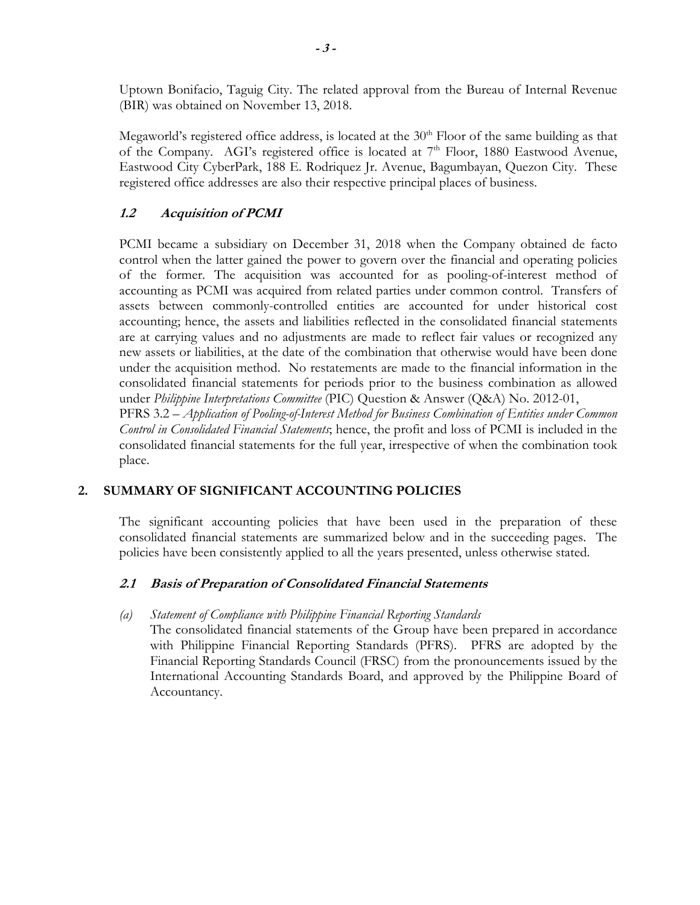Uptown Bonifacio, Taguig City. The related approval from the Bureau of Internal Revenue (BIR) was obtained on November 13, 2018.

Megaworld's registered office address, is located at the 30th Floor of the same building as that of the Company. AGI's registered office is located at 7th Floor, 1880 Eastwood Avenue, Eastwood City CyberPark, 188 E. Rodriquez Jr. Avenue, Bagumbayan, Quezon City. These registered office addresses are also their respective principal places of business.

### *1.2 Acquisition of PCMI*

PCMI became a subsidiary on December 31, 2018 when the Company obtained de facto control when the latter gained the power to govern over the financial and operating policies of the former. The acquisition was accounted for as pooling-of-interest method of accounting as PCMI was acquired from related parties under common control. Transfers of assets between commonly-controlled entities are accounted for under historical cost accounting; hence, the assets and liabilities reflected in the consolidated financial statements are at carrying values and no adjustments are made to reflect fair values or recognized any new assets or liabilities, at the date of the combination that otherwise would have been done under the acquisition method. No restatements are made to the financial information in the consolidated financial statements for periods prior to the business combination as allowed under *Philippine Interpretations Committee* (PIC) Question & Answer (Q&A) No. 2012-01, PFRS 3.2 – *Application of Pooling-of-Interest Method for Business Combination of Entities under Common Control in Consolidated Financial Statements*; hence, the profit and loss of PCMI is included in the consolidated financial statements for the full year, irrespective of when the combination took place.

## 2. SUMMARY OF SIGNIFICANT ACCOUNTING POLICIES

The significant accounting policies that have been used in the preparation of these consolidated financial statements are summarized below and in the succeeding pages. The policies have been consistently applied to all the years presented, unless otherwise stated.

### *2.1 Basis of Preparation of Consolidated Financial Statements*

*(a) Statement of Compliance with Philippine Financial Reporting Standards*

The consolidated financial statements of the Group have been prepared in accordance with Philippine Financial Reporting Standards (PFRS). PFRS are adopted by the Financial Reporting Standards Council (FRSC) from the pronouncements issued by the International Accounting Standards Board, and approved by the Philippine Board of Accountancy.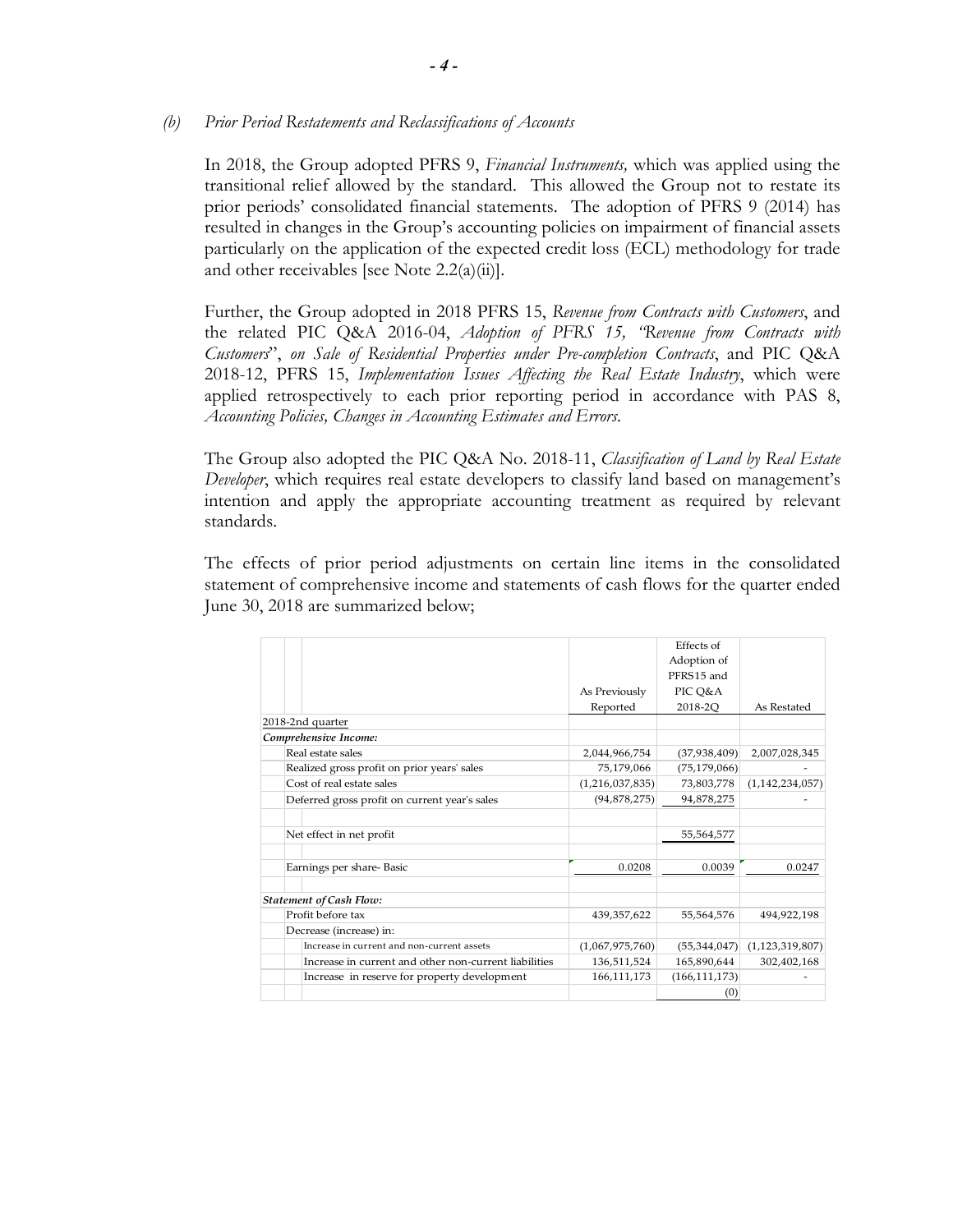*(b) Prior Period Restatements and Reclassifications of Accounts*

In 2018, the Group adopted PFRS 9, *Financial Instruments,* which was applied using the transitional relief allowed by the standard. This allowed the Group not to restate its prior periods' consolidated financial statements. The adoption of PFRS 9 (2014) has resulted in changes in the Group's accounting policies on impairment of financial assets particularly on the application of the expected credit loss (ECL) methodology for trade and other receivables [see Note 2.2(a)(ii)].

Further, the Group adopted in 2018 PFRS 15, *Revenue from Contracts with Customers*, and the related PIC Q&A 2016-04, *Adoption of PFRS 15, "Revenue from Contracts with Customers", on Sale of Residential Properties under Pre-completion Contracts*, and PIC Q&A 2018-12, PFRS 15, *Implementation Issues Affecting the Real Estate Industry*, which were applied retrospectively to each prior reporting period in accordance with PAS 8, *Accounting Policies, Changes in Accounting Estimates and Errors.*

The Group also adopted the PIC Q&A No. 2018-11, *Classification of Land by Real Estate Developer*, which requires real estate developers to classify land based on management's intention and apply the appropriate accounting treatment as required by relevant standards.

The effects of prior period adjustments on certain line items in the consolidated statement of comprehensive income and statements of cash flows for the quarter ended June 30, 2018 are summarized below;

| | As Previously Reported | Effects of Adoption of PFRS15 and PIC Q&A 2018-2Q | As Restated |
|---|---|---|---|
| 2018-2nd quarter | | | |
| ***Comprehensive Income:*** | | | |
| Real estate sales | 2,044,966,754 | (37,938,409) | 2,007,028,345 |
| Realized gross profit on prior years' sales | 75,179,066 | (75,179,066) | - |
| Cost of real estate sales | (1,216,037,835) | 73,803,778 | (1,142,234,057) |
| Deferred gross profit on current year's sales | (94,878,275) | 94,878,275 | - |
| Net effect in net profit | | 55,564,577 | |
| Earnings per share- Basic | 0.0208 | 0.0039 | 0.0247 |
| ***Statement of Cash Flow:*** | | | |
| Profit before tax | 439,357,622 | 55,564,576 | 494,922,198 |
| Decrease (increase) in: | | | |
| Increase in current and non-current assets | (1,067,975,760) | (55,344,047) | (1,123,319,807) |
| Increase in current and other non-current liabilities | 136,511,524 | 165,890,644 | 302,402,168 |
| Increase in reserve for property development | 166,111,173 | (166,111,173) | - |
| | | (0) | |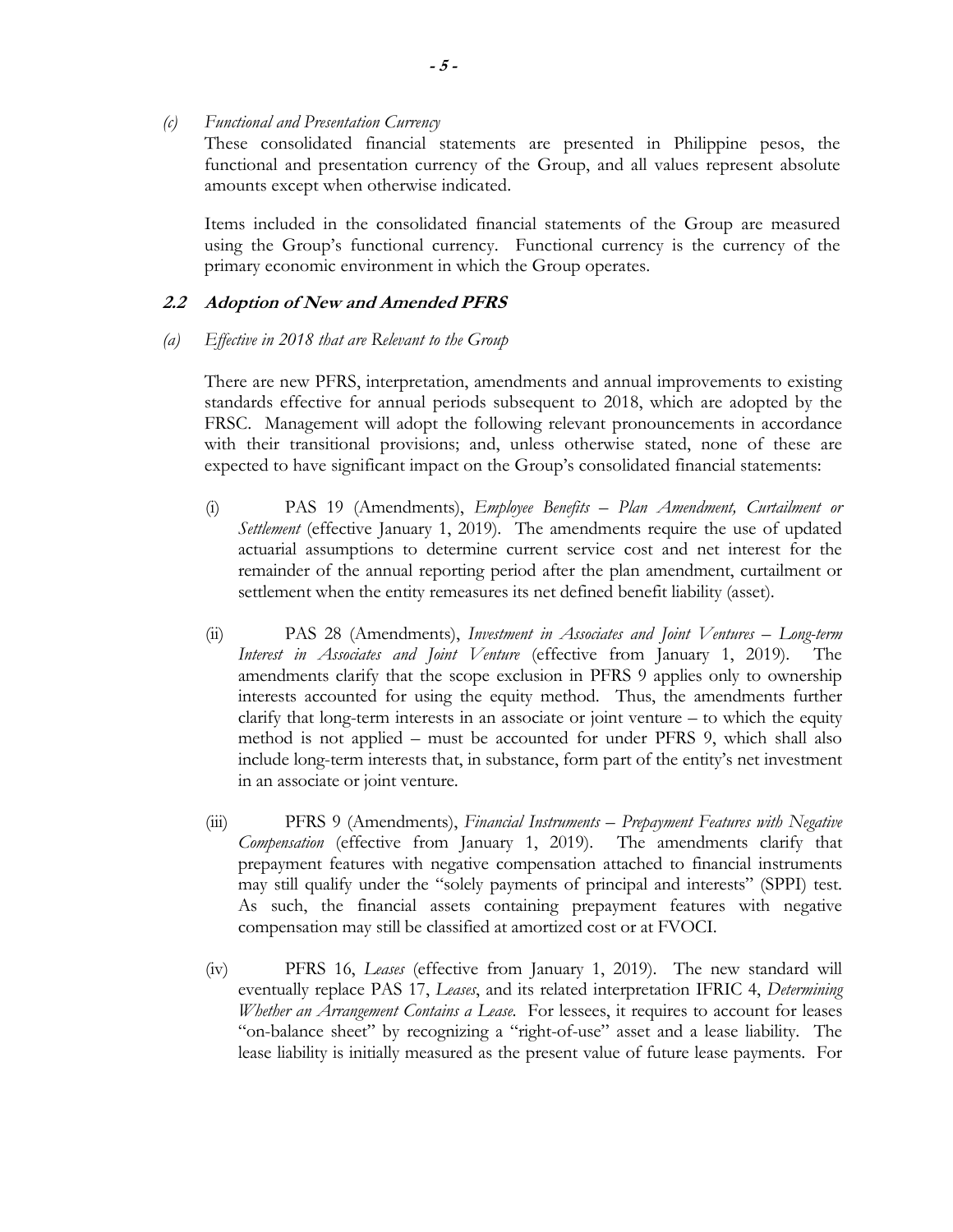*(c) Functional and Presentation Currency*

These consolidated financial statements are presented in Philippine pesos, the functional and presentation currency of the Group, and all values represent absolute amounts except when otherwise indicated.

Items included in the consolidated financial statements of the Group are measured using the Group's functional currency. Functional currency is the currency of the primary economic environment in which the Group operates.

### 2.2 Adoption of New and Amended PFRS

*(a) Effective in 2018 that are Relevant to the Group*

There are new PFRS, interpretation, amendments and annual improvements to existing standards effective for annual periods subsequent to 2018, which are adopted by the FRSC. Management will adopt the following relevant pronouncements in accordance with their transitional provisions; and, unless otherwise stated, none of these are expected to have significant impact on the Group's consolidated financial statements:

(i) PAS 19 (Amendments), *Employee Benefits – Plan Amendment, Curtailment or Settlement* (effective January 1, 2019). The amendments require the use of updated actuarial assumptions to determine current service cost and net interest for the remainder of the annual reporting period after the plan amendment, curtailment or settlement when the entity remeasures its net defined benefit liability (asset).

(ii) PAS 28 (Amendments), *Investment in Associates and Joint Ventures – Long-term Interest in Associates and Joint Venture* (effective from January 1, 2019). The amendments clarify that the scope exclusion in PFRS 9 applies only to ownership interests accounted for using the equity method. Thus, the amendments further clarify that long-term interests in an associate or joint venture – to which the equity method is not applied – must be accounted for under PFRS 9, which shall also include long-term interests that, in substance, form part of the entity's net investment in an associate or joint venture.

(iii) PFRS 9 (Amendments), *Financial Instruments – Prepayment Features with Negative Compensation* (effective from January 1, 2019). The amendments clarify that prepayment features with negative compensation attached to financial instruments may still qualify under the "solely payments of principal and interests" (SPPI) test. As such, the financial assets containing prepayment features with negative compensation may still be classified at amortized cost or at FVOCI.

(iv) PFRS 16, *Leases* (effective from January 1, 2019). The new standard will eventually replace PAS 17, *Leases*, and its related interpretation IFRIC 4, *Determining Whether an Arrangement Contains a Lease*. For lessees, it requires to account for leases "on-balance sheet" by recognizing a "right-of-use" asset and a lease liability. The lease liability is initially measured as the present value of future lease payments. For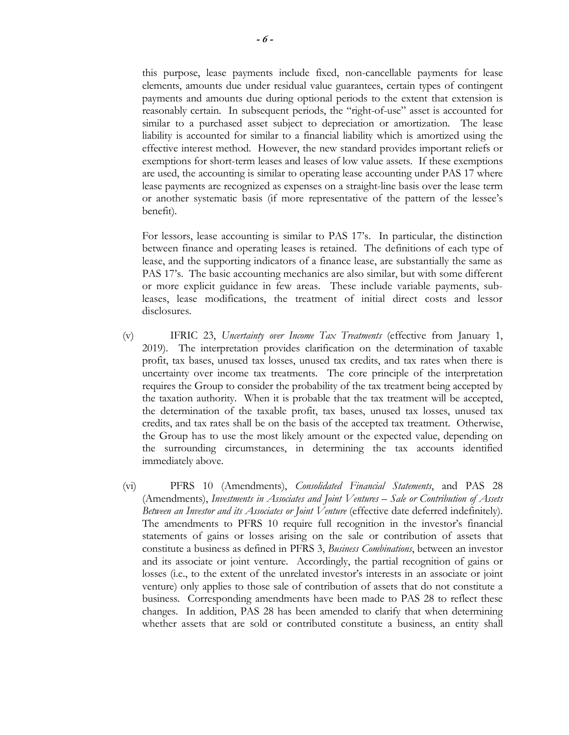this purpose, lease payments include fixed, non-cancellable payments for lease elements, amounts due under residual value guarantees, certain types of contingent payments and amounts due during optional periods to the extent that extension is reasonably certain. In subsequent periods, the "right-of-use" asset is accounted for similar to a purchased asset subject to depreciation or amortization. The lease liability is accounted for similar to a financial liability which is amortized using the effective interest method. However, the new standard provides important reliefs or exemptions for short-term leases and leases of low value assets. If these exemptions are used, the accounting is similar to operating lease accounting under PAS 17 where lease payments are recognized as expenses on a straight-line basis over the lease term or another systematic basis (if more representative of the pattern of the lessee's benefit).

For lessors, lease accounting is similar to PAS 17's. In particular, the distinction between finance and operating leases is retained. The definitions of each type of lease, and the supporting indicators of a finance lease, are substantially the same as PAS 17's. The basic accounting mechanics are also similar, but with some different or more explicit guidance in few areas. These include variable payments, sub-leases, lease modifications, the treatment of initial direct costs and lessor disclosures.

(v) IFRIC 23, *Uncertainty over Income Tax Treatments* (effective from January 1, 2019). The interpretation provides clarification on the determination of taxable profit, tax bases, unused tax losses, unused tax credits, and tax rates when there is uncertainty over income tax treatments. The core principle of the interpretation requires the Group to consider the probability of the tax treatment being accepted by the taxation authority. When it is probable that the tax treatment will be accepted, the determination of the taxable profit, tax bases, unused tax losses, unused tax credits, and tax rates shall be on the basis of the accepted tax treatment. Otherwise, the Group has to use the most likely amount or the expected value, depending on the surrounding circumstances, in determining the tax accounts identified immediately above.

(vi) PFRS 10 (Amendments), *Consolidated Financial Statements*, and PAS 28 (Amendments), *Investments in Associates and Joint Ventures – Sale or Contribution of Assets Between an Investor and its Associates or Joint Venture* (effective date deferred indefinitely). The amendments to PFRS 10 require full recognition in the investor's financial statements of gains or losses arising on the sale or contribution of assets that constitute a business as defined in PFRS 3, *Business Combinations*, between an investor and its associate or joint venture. Accordingly, the partial recognition of gains or losses (i.e., to the extent of the unrelated investor's interests in an associate or joint venture) only applies to those sale of contribution of assets that do not constitute a business. Corresponding amendments have been made to PAS 28 to reflect these changes. In addition, PAS 28 has been amended to clarify that when determining whether assets that are sold or contributed constitute a business, an entity shall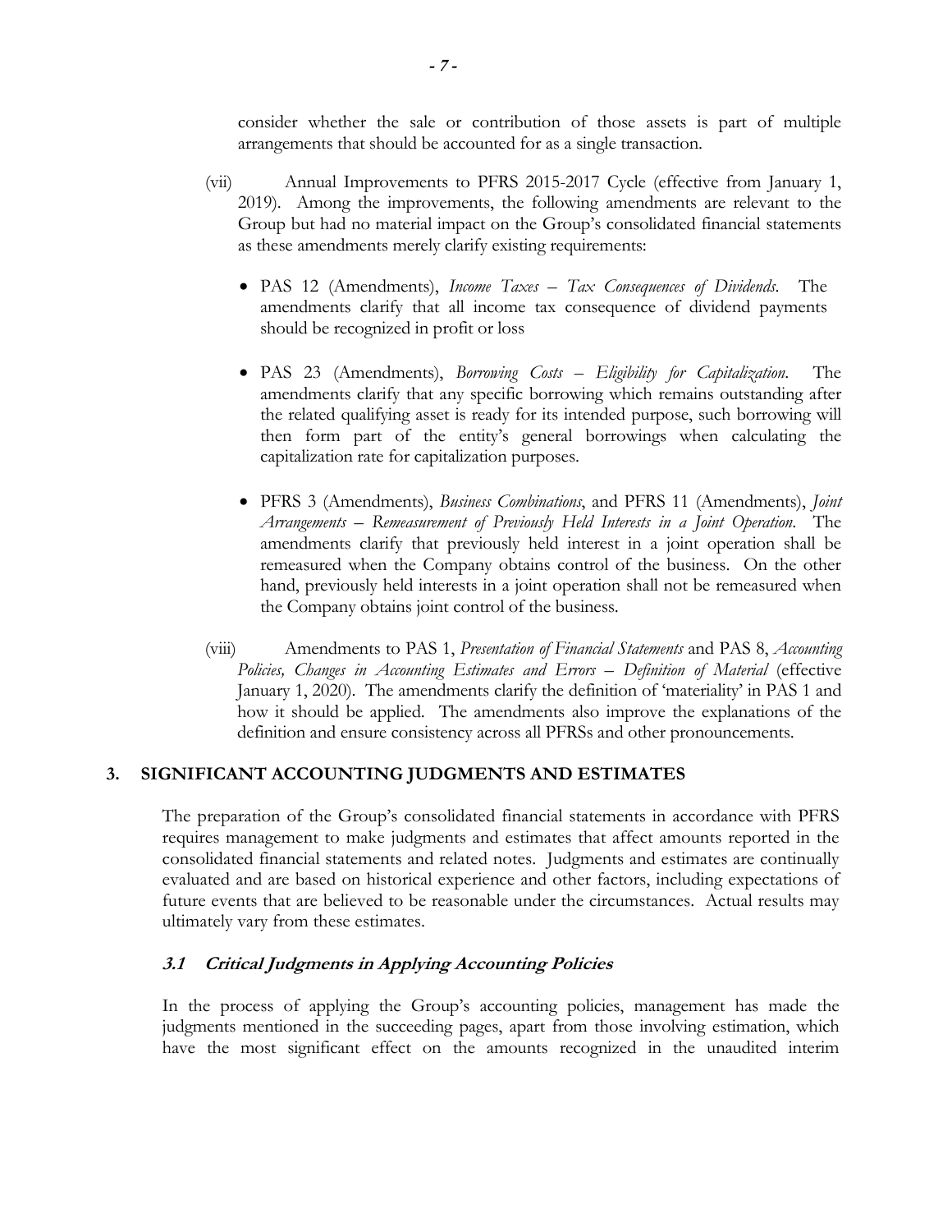consider whether the sale or contribution of those assets is part of multiple arrangements that should be accounted for as a single transaction.

(vii) Annual Improvements to PFRS 2015-2017 Cycle (effective from January 1, 2019). Among the improvements, the following amendments are relevant to the Group but had no material impact on the Group's consolidated financial statements as these amendments merely clarify existing requirements:

- PAS 12 (Amendments), *Income Taxes – Tax Consequences of Dividends*. The amendments clarify that all income tax consequence of dividend payments should be recognized in profit or loss

- PAS 23 (Amendments), *Borrowing Costs – Eligibility for Capitalization*. The amendments clarify that any specific borrowing which remains outstanding after the related qualifying asset is ready for its intended purpose, such borrowing will then form part of the entity's general borrowings when calculating the capitalization rate for capitalization purposes.

- PFRS 3 (Amendments), *Business Combinations*, and PFRS 11 (Amendments), *Joint Arrangements – Remeasurement of Previously Held Interests in a Joint Operation*. The amendments clarify that previously held interest in a joint operation shall be remeasured when the Company obtains control of the business. On the other hand, previously held interests in a joint operation shall not be remeasured when the Company obtains joint control of the business.

(viii) Amendments to PAS 1, *Presentation of Financial Statements* and PAS 8, *Accounting Policies, Changes in Accounting Estimates and Errors – Definition of Material* (effective January 1, 2020). The amendments clarify the definition of 'materiality' in PAS 1 and how it should be applied. The amendments also improve the explanations of the definition and ensure consistency across all PFRSs and other pronouncements.

## 3. SIGNIFICANT ACCOUNTING JUDGMENTS AND ESTIMATES

The preparation of the Group's consolidated financial statements in accordance with PFRS requires management to make judgments and estimates that affect amounts reported in the consolidated financial statements and related notes. Judgments and estimates are continually evaluated and are based on historical experience and other factors, including expectations of future events that are believed to be reasonable under the circumstances. Actual results may ultimately vary from these estimates.

### *3.1 Critical Judgments in Applying Accounting Policies*

In the process of applying the Group's accounting policies, management has made the judgments mentioned in the succeeding pages, apart from those involving estimation, which have the most significant effect on the amounts recognized in the unaudited interim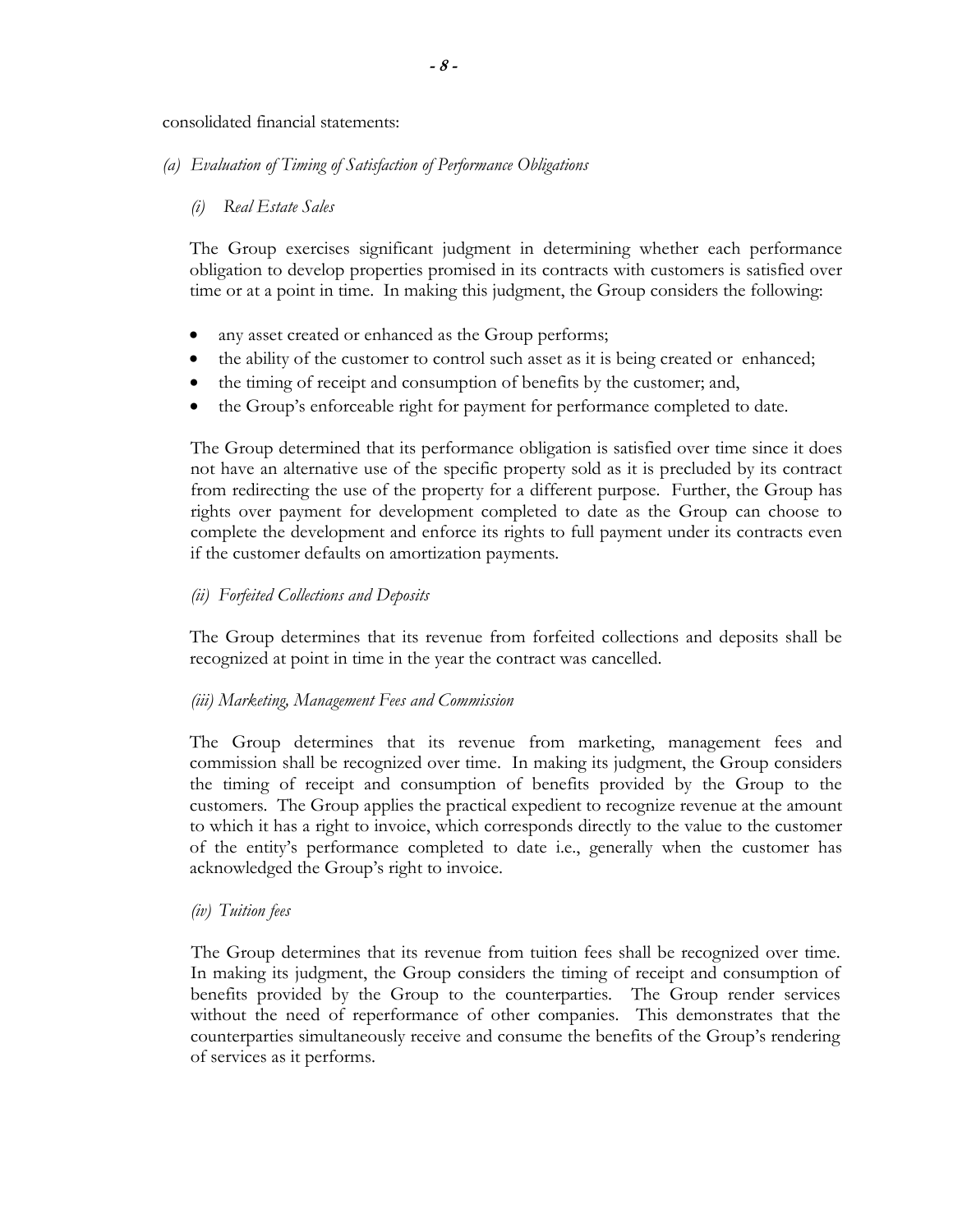consolidated financial statements:

*(a) Evaluation of Timing of Satisfaction of Performance Obligations*

*(i) Real Estate Sales*

The Group exercises significant judgment in determining whether each performance obligation to develop properties promised in its contracts with customers is satisfied over time or at a point in time. In making this judgment, the Group considers the following:

- any asset created or enhanced as the Group performs;
- the ability of the customer to control such asset as it is being created or enhanced;
- the timing of receipt and consumption of benefits by the customer; and,
- the Group's enforceable right for payment for performance completed to date.

The Group determined that its performance obligation is satisfied over time since it does not have an alternative use of the specific property sold as it is precluded by its contract from redirecting the use of the property for a different purpose. Further, the Group has rights over payment for development completed to date as the Group can choose to complete the development and enforce its rights to full payment under its contracts even if the customer defaults on amortization payments.

*(ii) Forfeited Collections and Deposits*

The Group determines that its revenue from forfeited collections and deposits shall be recognized at point in time in the year the contract was cancelled.

*(iii) Marketing, Management Fees and Commission*

The Group determines that its revenue from marketing, management fees and commission shall be recognized over time. In making its judgment, the Group considers the timing of receipt and consumption of benefits provided by the Group to the customers. The Group applies the practical expedient to recognize revenue at the amount to which it has a right to invoice, which corresponds directly to the value to the customer of the entity's performance completed to date i.e., generally when the customer has acknowledged the Group's right to invoice.

*(iv) Tuition fees*

The Group determines that its revenue from tuition fees shall be recognized over time. In making its judgment, the Group considers the timing of receipt and consumption of benefits provided by the Group to the counterparties. The Group render services without the need of reperformance of other companies. This demonstrates that the counterparties simultaneously receive and consume the benefits of the Group's rendering of services as it performs.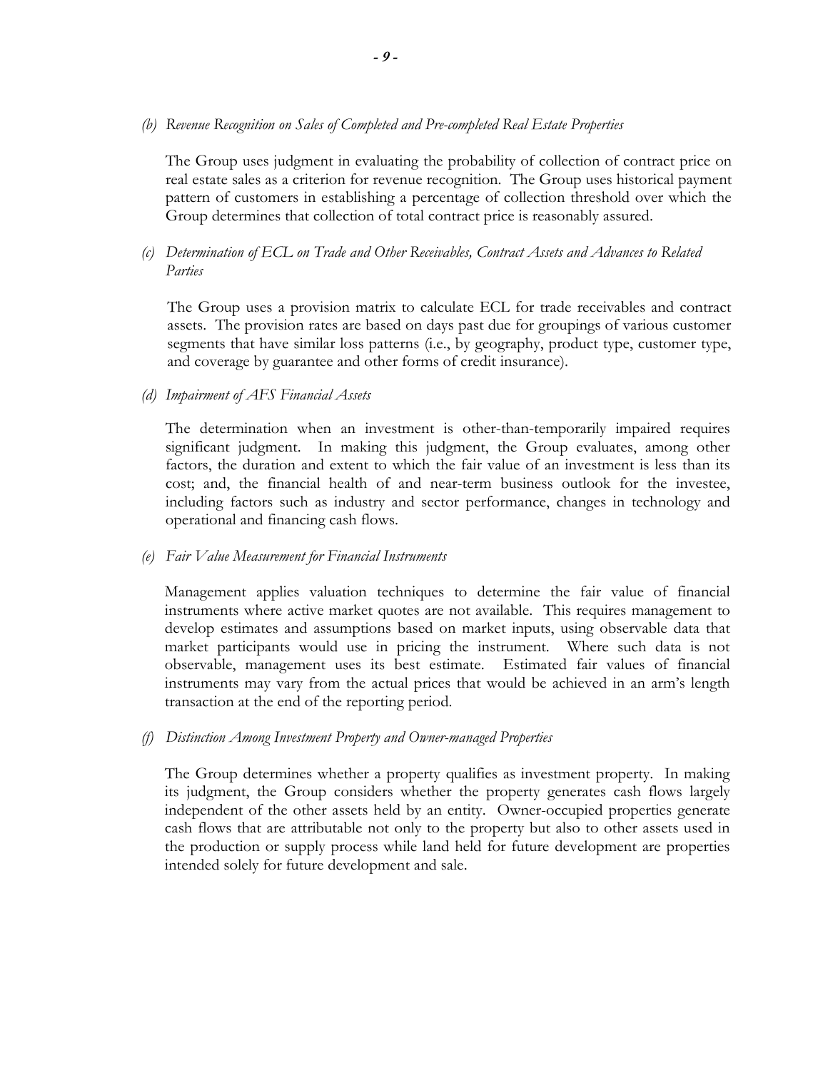*(b) Revenue Recognition on Sales of Completed and Pre-completed Real Estate Properties*

The Group uses judgment in evaluating the probability of collection of contract price on real estate sales as a criterion for revenue recognition. The Group uses historical payment pattern of customers in establishing a percentage of collection threshold over which the Group determines that collection of total contract price is reasonably assured.

*(c) Determination of ECL on Trade and Other Receivables, Contract Assets and Advances to Related Parties*

The Group uses a provision matrix to calculate ECL for trade receivables and contract assets. The provision rates are based on days past due for groupings of various customer segments that have similar loss patterns (i.e., by geography, product type, customer type, and coverage by guarantee and other forms of credit insurance).

*(d) Impairment of AFS Financial Assets*

The determination when an investment is other-than-temporarily impaired requires significant judgment. In making this judgment, the Group evaluates, among other factors, the duration and extent to which the fair value of an investment is less than its cost; and, the financial health of and near-term business outlook for the investee, including factors such as industry and sector performance, changes in technology and operational and financing cash flows.

*(e) Fair Value Measurement for Financial Instruments*

Management applies valuation techniques to determine the fair value of financial instruments where active market quotes are not available. This requires management to develop estimates and assumptions based on market inputs, using observable data that market participants would use in pricing the instrument. Where such data is not observable, management uses its best estimate. Estimated fair values of financial instruments may vary from the actual prices that would be achieved in an arm's length transaction at the end of the reporting period.

*(f) Distinction Among Investment Property and Owner-managed Properties*

The Group determines whether a property qualifies as investment property. In making its judgment, the Group considers whether the property generates cash flows largely independent of the other assets held by an entity. Owner-occupied properties generate cash flows that are attributable not only to the property but also to other assets used in the production or supply process while land held for future development are properties intended solely for future development and sale.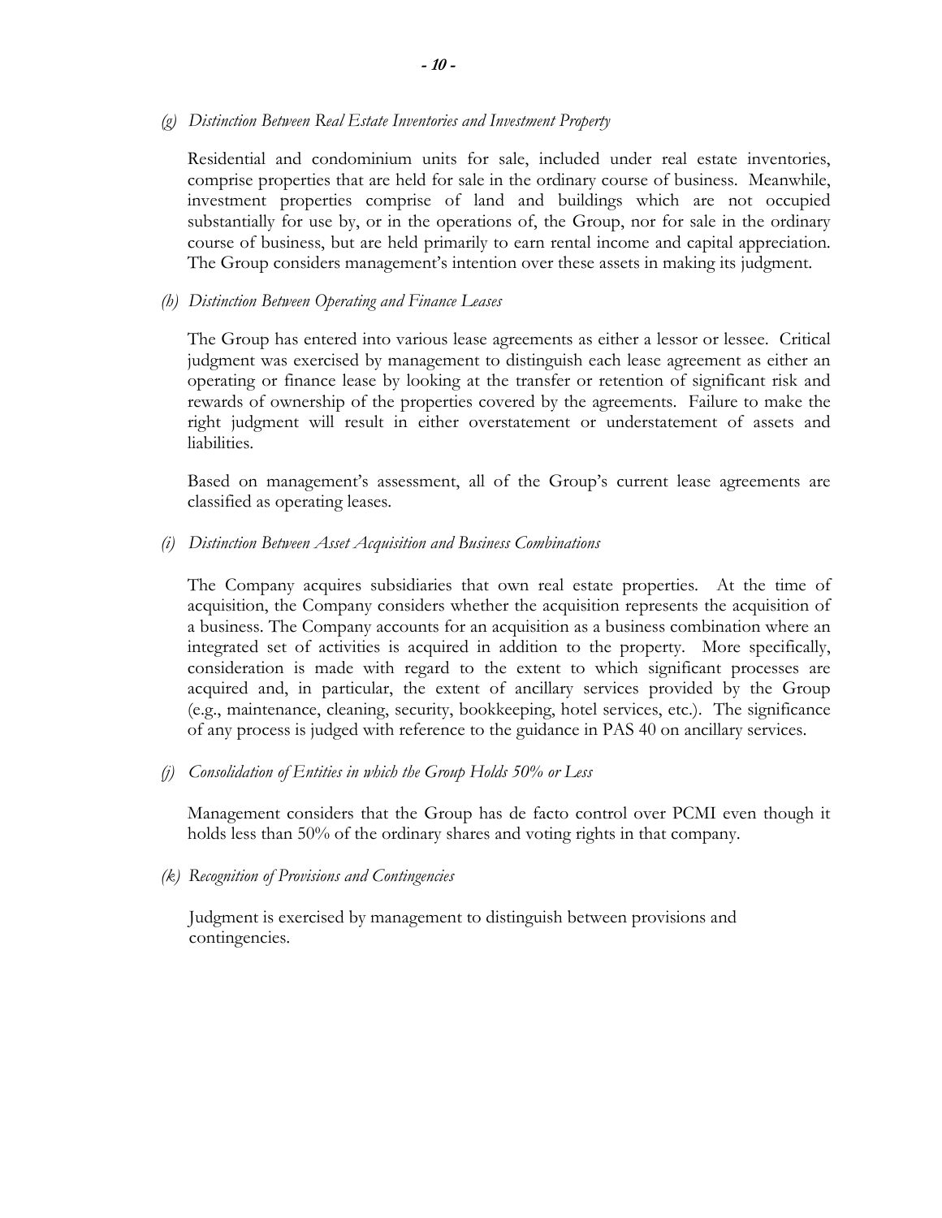*(g) Distinction Between Real Estate Inventories and Investment Property*

Residential and condominium units for sale, included under real estate inventories, comprise properties that are held for sale in the ordinary course of business. Meanwhile, investment properties comprise of land and buildings which are not occupied substantially for use by, or in the operations of, the Group, nor for sale in the ordinary course of business, but are held primarily to earn rental income and capital appreciation. The Group considers management's intention over these assets in making its judgment.

*(h) Distinction Between Operating and Finance Leases*

The Group has entered into various lease agreements as either a lessor or lessee. Critical judgment was exercised by management to distinguish each lease agreement as either an operating or finance lease by looking at the transfer or retention of significant risk and rewards of ownership of the properties covered by the agreements. Failure to make the right judgment will result in either overstatement or understatement of assets and liabilities.

Based on management's assessment, all of the Group's current lease agreements are classified as operating leases.

*(i) Distinction Between Asset Acquisition and Business Combinations*

The Company acquires subsidiaries that own real estate properties. At the time of acquisition, the Company considers whether the acquisition represents the acquisition of a business. The Company accounts for an acquisition as a business combination where an integrated set of activities is acquired in addition to the property. More specifically, consideration is made with regard to the extent to which significant processes are acquired and, in particular, the extent of ancillary services provided by the Group (e.g., maintenance, cleaning, security, bookkeeping, hotel services, etc.). The significance of any process is judged with reference to the guidance in PAS 40 on ancillary services.

*(j) Consolidation of Entities in which the Group Holds 50% or Less*

Management considers that the Group has de facto control over PCMI even though it holds less than 50% of the ordinary shares and voting rights in that company.

*(k) Recognition of Provisions and Contingencies*

Judgment is exercised by management to distinguish between provisions and contingencies.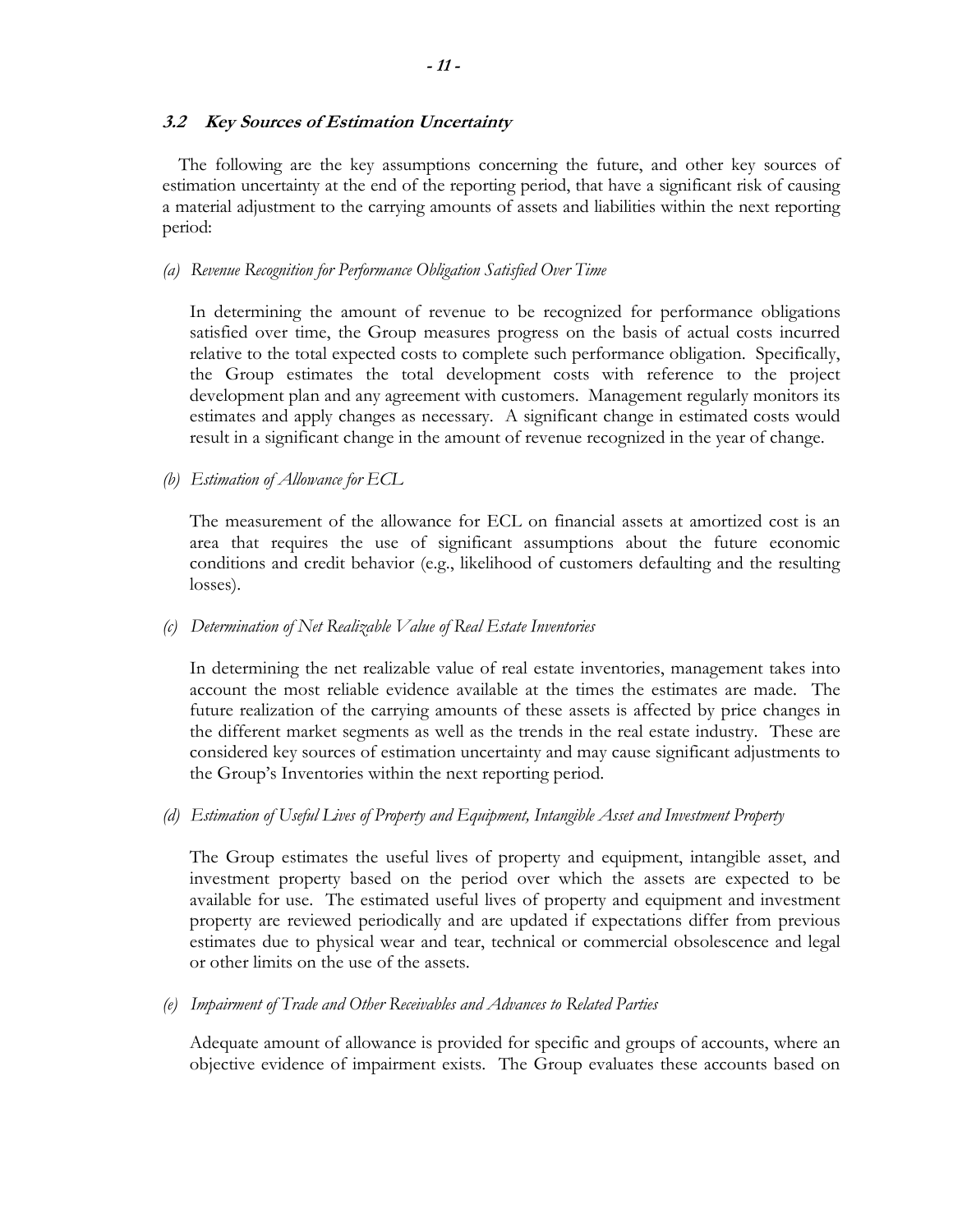### *3.2 Key Sources of Estimation Uncertainty*

The following are the key assumptions concerning the future, and other key sources of estimation uncertainty at the end of the reporting period, that have a significant risk of causing a material adjustment to the carrying amounts of assets and liabilities within the next reporting period:

*(a) Revenue Recognition for Performance Obligation Satisfied Over Time*

In determining the amount of revenue to be recognized for performance obligations satisfied over time, the Group measures progress on the basis of actual costs incurred relative to the total expected costs to complete such performance obligation. Specifically, the Group estimates the total development costs with reference to the project development plan and any agreement with customers. Management regularly monitors its estimates and apply changes as necessary. A significant change in estimated costs would result in a significant change in the amount of revenue recognized in the year of change.

*(b) Estimation of Allowance for ECL*

The measurement of the allowance for ECL on financial assets at amortized cost is an area that requires the use of significant assumptions about the future economic conditions and credit behavior (e.g., likelihood of customers defaulting and the resulting losses).

*(c) Determination of Net Realizable Value of Real Estate Inventories*

In determining the net realizable value of real estate inventories, management takes into account the most reliable evidence available at the times the estimates are made. The future realization of the carrying amounts of these assets is affected by price changes in the different market segments as well as the trends in the real estate industry. These are considered key sources of estimation uncertainty and may cause significant adjustments to the Group's Inventories within the next reporting period.

*(d) Estimation of Useful Lives of Property and Equipment, Intangible Asset and Investment Property*

The Group estimates the useful lives of property and equipment, intangible asset, and investment property based on the period over which the assets are expected to be available for use. The estimated useful lives of property and equipment and investment property are reviewed periodically and are updated if expectations differ from previous estimates due to physical wear and tear, technical or commercial obsolescence and legal or other limits on the use of the assets.

*(e) Impairment of Trade and Other Receivables and Advances to Related Parties*

Adequate amount of allowance is provided for specific and groups of accounts, where an objective evidence of impairment exists. The Group evaluates these accounts based on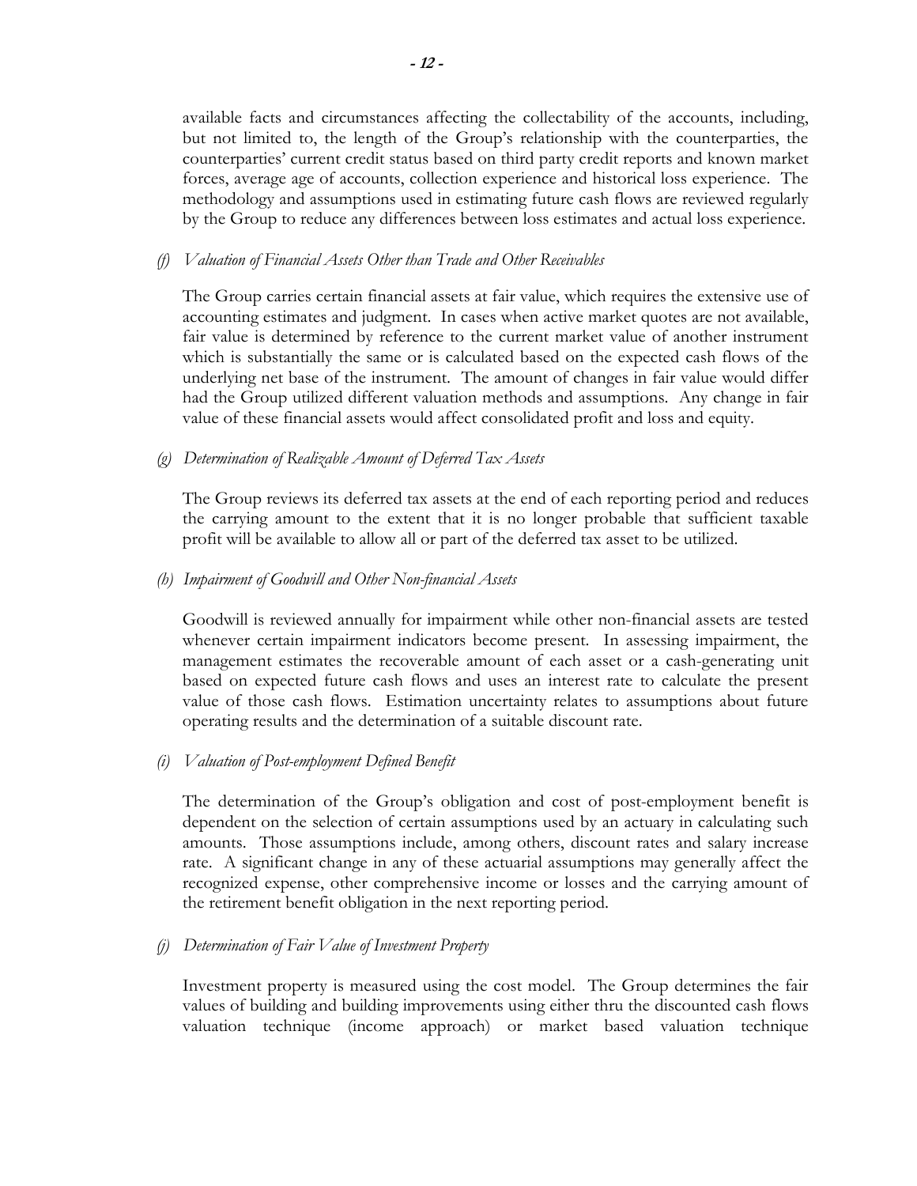available facts and circumstances affecting the collectability of the accounts, including, but not limited to, the length of the Group's relationship with the counterparties, the counterparties' current credit status based on third party credit reports and known market forces, average age of accounts, collection experience and historical loss experience. The methodology and assumptions used in estimating future cash flows are reviewed regularly by the Group to reduce any differences between loss estimates and actual loss experience.

*(f) Valuation of Financial Assets Other than Trade and Other Receivables*

The Group carries certain financial assets at fair value, which requires the extensive use of accounting estimates and judgment. In cases when active market quotes are not available, fair value is determined by reference to the current market value of another instrument which is substantially the same or is calculated based on the expected cash flows of the underlying net base of the instrument. The amount of changes in fair value would differ had the Group utilized different valuation methods and assumptions. Any change in fair value of these financial assets would affect consolidated profit and loss and equity.

*(g) Determination of Realizable Amount of Deferred Tax Assets*

The Group reviews its deferred tax assets at the end of each reporting period and reduces the carrying amount to the extent that it is no longer probable that sufficient taxable profit will be available to allow all or part of the deferred tax asset to be utilized.

*(h) Impairment of Goodwill and Other Non-financial Assets*

Goodwill is reviewed annually for impairment while other non-financial assets are tested whenever certain impairment indicators become present. In assessing impairment, the management estimates the recoverable amount of each asset or a cash-generating unit based on expected future cash flows and uses an interest rate to calculate the present value of those cash flows. Estimation uncertainty relates to assumptions about future operating results and the determination of a suitable discount rate.

*(i) Valuation of Post-employment Defined Benefit*

The determination of the Group's obligation and cost of post-employment benefit is dependent on the selection of certain assumptions used by an actuary in calculating such amounts. Those assumptions include, among others, discount rates and salary increase rate. A significant change in any of these actuarial assumptions may generally affect the recognized expense, other comprehensive income or losses and the carrying amount of the retirement benefit obligation in the next reporting period.

*(j) Determination of Fair Value of Investment Property*

Investment property is measured using the cost model. The Group determines the fair values of building and building improvements using either thru the discounted cash flows valuation technique (income approach) or market based valuation technique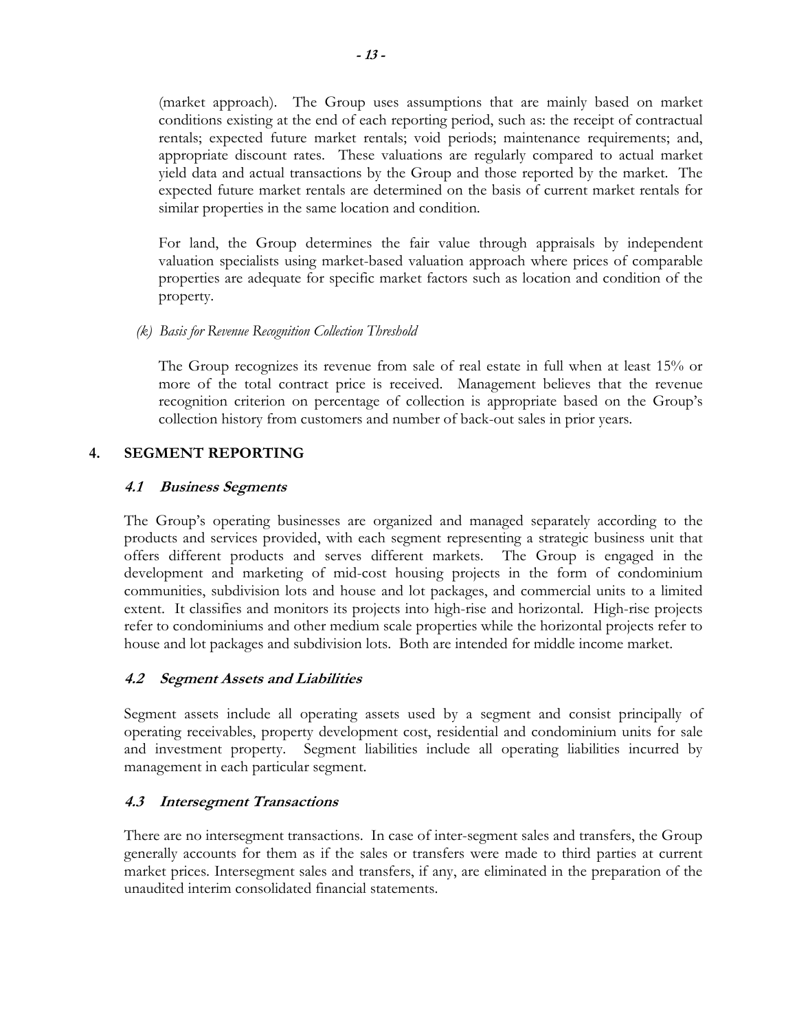(market approach). The Group uses assumptions that are mainly based on market conditions existing at the end of each reporting period, such as: the receipt of contractual rentals; expected future market rentals; void periods; maintenance requirements; and, appropriate discount rates. These valuations are regularly compared to actual market yield data and actual transactions by the Group and those reported by the market. The expected future market rentals are determined on the basis of current market rentals for similar properties in the same location and condition.

For land, the Group determines the fair value through appraisals by independent valuation specialists using market-based valuation approach where prices of comparable properties are adequate for specific market factors such as location and condition of the property.

*(k) Basis for Revenue Recognition Collection Threshold*

The Group recognizes its revenue from sale of real estate in full when at least 15% or more of the total contract price is received. Management believes that the revenue recognition criterion on percentage of collection is appropriate based on the Group's collection history from customers and number of back-out sales in prior years.

## 4. SEGMENT REPORTING

### *4.1 Business Segments*

The Group's operating businesses are organized and managed separately according to the products and services provided, with each segment representing a strategic business unit that offers different products and serves different markets. The Group is engaged in the development and marketing of mid-cost housing projects in the form of condominium communities, subdivision lots and house and lot packages, and commercial units to a limited extent. It classifies and monitors its projects into high-rise and horizontal. High-rise projects refer to condominiums and other medium scale properties while the horizontal projects refer to house and lot packages and subdivision lots. Both are intended for middle income market.

### *4.2 Segment Assets and Liabilities*

Segment assets include all operating assets used by a segment and consist principally of operating receivables, property development cost, residential and condominium units for sale and investment property. Segment liabilities include all operating liabilities incurred by management in each particular segment.

### *4.3 Intersegment Transactions*

There are no intersegment transactions. In case of inter-segment sales and transfers, the Group generally accounts for them as if the sales or transfers were made to third parties at current market prices. Intersegment sales and transfers, if any, are eliminated in the preparation of the unaudited interim consolidated financial statements.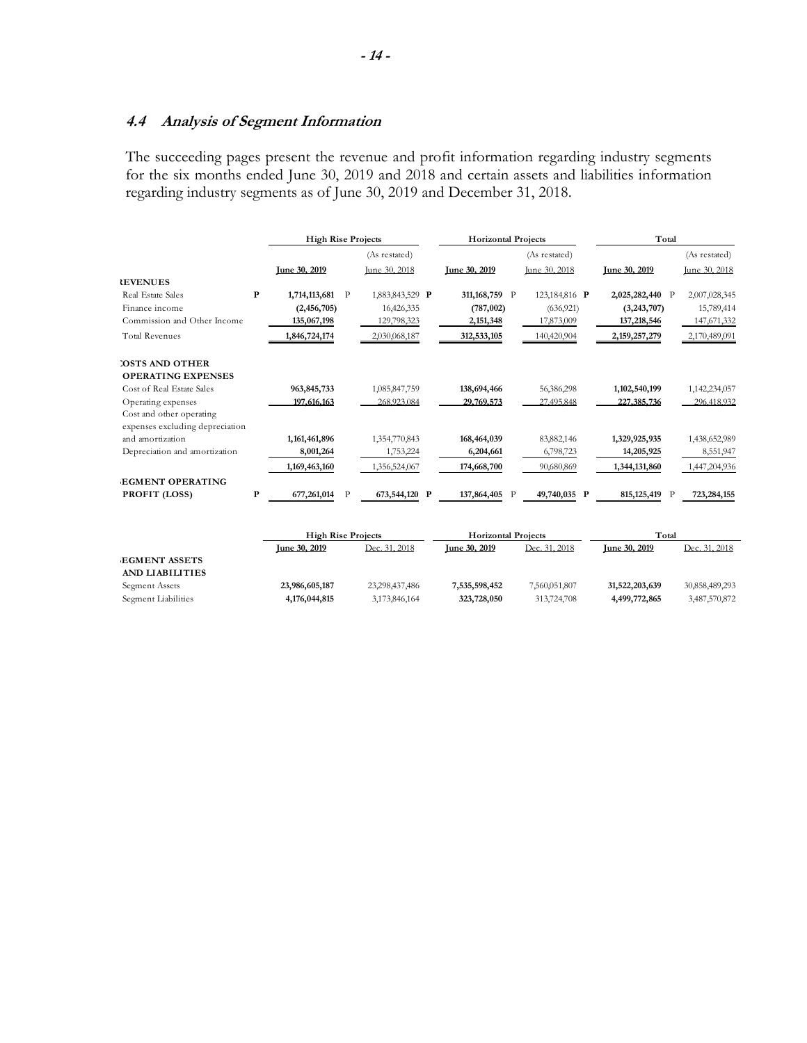### *4.4 Analysis of Segment Information*

The succeeding pages present the revenue and profit information regarding industry segments for the six months ended June 30, 2019 and 2018 and certain assets and liabilities information regarding industry segments as of June 30, 2019 and December 31, 2018.

| | High Rise Projects | | Horizontal Projects | | Total | |
|---|---|---|---|---|---|---|
| | | (As restated) | | (As restated) | | (As restated) |
| | June 30, 2019 | June 30, 2018 | June 30, 2019 | June 30, 2018 | June 30, 2019 | June 30, 2018 |
| **REVENUES** | | | | | | |
| Real Estate Sales | P 1,714,113,681 | P 1,883,843,529 | P 311,168,759 | P 123,184,816 | P 2,025,282,440 | P 2,007,028,345 |
| Finance income | (2,456,705) | 16,426,335 | (787,002) | (636,921) | (3,243,707) | 15,789,414 |
| Commission and Other Income | 135,067,198 | 129,798,323 | 2,151,348 | 17,873,009 | 137,218,546 | 147,671,332 |
| Total Revenues | 1,846,724,174 | 2,030,068,187 | 312,533,105 | 140,420,904 | 2,159,257,279 | 2,170,489,091 |
| **COSTS AND OTHER OPERATING EXPENSES** | | | | | | |
| Cost of Real Estate Sales | 963,845,733 | 1,085,847,759 | 138,694,466 | 56,386,298 | 1,102,540,199 | 1,142,234,057 |
| Operating expenses | 197,616,163 | 268,923,084 | 29,769,573 | 27,495,848 | 227,385,736 | 296,418,932 |
| Cost and other operating expenses excluding depreciation and amortization | 1,161,461,896 | 1,354,770,843 | 168,464,039 | 83,882,146 | 1,329,925,935 | 1,438,652,989 |
| Depreciation and amortization | 8,001,264 | 1,753,224 | 6,204,661 | 6,798,723 | 14,205,925 | 8,551,947 |
| | 1,169,463,160 | 1,356,524,067 | 174,668,700 | 90,680,869 | 1,344,131,860 | 1,447,204,936 |
| **SEGMENT OPERATING PROFIT (LOSS)** | P 677,261,014 | P 673,544,120 | P 137,864,405 | P 49,740,035 | P 815,125,419 | P 723,284,155 |

| | High Rise Projects | | Horizontal Projects | | Total | |
|---|---|---|---|---|---|---|
| | June 30, 2019 | Dec. 31, 2018 | June 30, 2019 | Dec. 31, 2018 | June 30, 2019 | Dec. 31, 2018 |
| **SEGMENT ASSETS AND LIABILITIES** | | | | | | |
| Segment Assets | 23,986,605,187 | 23,298,437,486 | 7,535,598,452 | 7,560,051,807 | 31,522,203,639 | 30,858,489,293 |
| Segment Liabilities | 4,176,044,815 | 3,173,846,164 | 323,728,050 | 313,724,708 | 4,499,772,865 | 3,487,570,872 |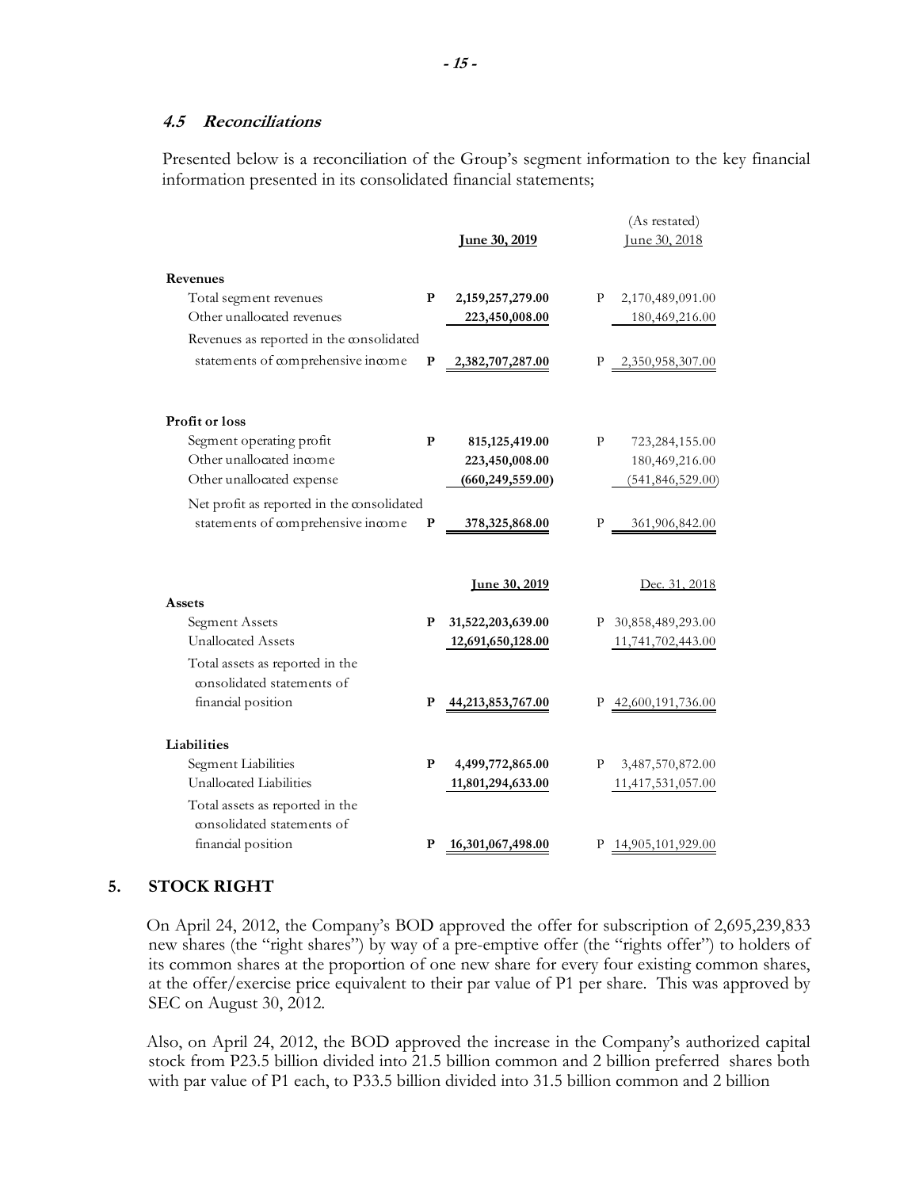### *4.5 Reconciliations*

Presented below is a reconciliation of the Group's segment information to the key financial information presented in its consolidated financial statements;

| | June 30, 2019 | (As restated) June 30, 2018 |
|---|---|---|
| **Revenues** | | |
| Total segment revenues | **P 2,159,257,279.00** | P 2,170,489,091.00 |
| Other unallocated revenues | **223,450,008.00** | 180,469,216.00 |
| Revenues as reported in the consolidated statements of comprehensive income | **P 2,382,707,287.00** | P 2,350,958,307.00 |
| **Profit or loss** | | |
| Segment operating profit | **P 815,125,419.00** | P 723,284,155.00 |
| Other unallocated income | **223,450,008.00** | 180,469,216.00 |
| Other unallocated expense | **(660,249,559.00)** | (541,846,529.00) |
| Net profit as reported in the consolidated statements of comprehensive income | **P 378,325,868.00** | P 361,906,842.00 |

| | June 30, 2019 | Dec. 31, 2018 |
|---|---|---|
| **Assets** | | |
| Segment Assets | **P 31,522,203,639.00** | P 30,858,489,293.00 |
| Unallocated Assets | **12,691,650,128.00** | 11,741,702,443.00 |
| Total assets as reported in the consolidated statements of financial position | **P 44,213,853,767.00** | P 42,600,191,736.00 |
| **Liabilities** | | |
| Segment Liabilities | **P 4,499,772,865.00** | P 3,487,570,872.00 |
| Unallocated Liabilities | **11,801,294,633.00** | 11,417,531,057.00 |
| Total assets as reported in the consolidated statements of financial position | **P 16,301,067,498.00** | P 14,905,101,929.00 |

## 5. STOCK RIGHT

On April 24, 2012, the Company's BOD approved the offer for subscription of 2,695,239,833 new shares (the "right shares") by way of a pre-emptive offer (the "rights offer") to holders of its common shares at the proportion of one new share for every four existing common shares, at the offer/exercise price equivalent to their par value of P1 per share. This was approved by SEC on August 30, 2012.

Also, on April 24, 2012, the BOD approved the increase in the Company's authorized capital stock from P23.5 billion divided into 21.5 billion common and 2 billion preferred shares both with par value of P1 each, to P33.5 billion divided into 31.5 billion common and 2 billion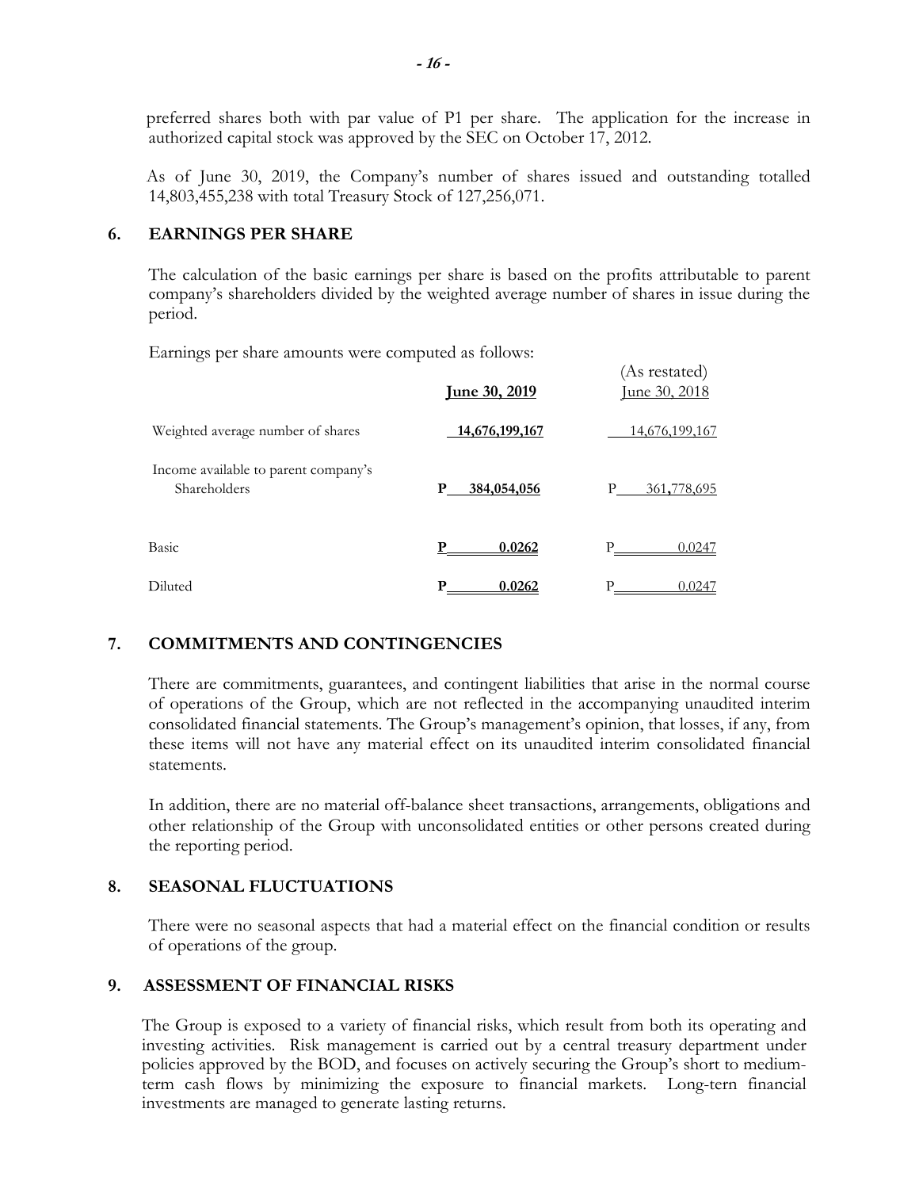preferred shares both with par value of P1 per share. The application for the increase in authorized capital stock was approved by the SEC on October 17, 2012.

As of June 30, 2019, the Company's number of shares issued and outstanding totalled 14,803,455,238 with total Treasury Stock of 127,256,071.

## 6. EARNINGS PER SHARE

The calculation of the basic earnings per share is based on the profits attributable to parent company's shareholders divided by the weighted average number of shares in issue during the period.

Earnings per share amounts were computed as follows:

| | June 30, 2019 | (As restated) June 30, 2018 |
|---|---|---|
| Weighted average number of shares | 14,676,199,167 | 14,676,199,167 |
| Income available to parent company's Shareholders | P 384,054,056 | P 361,778,695 |
| Basic | P 0.0262 | P 0.0247 |
| Diluted | P 0.0262 | P 0.0247 |

## 7. COMMITMENTS AND CONTINGENCIES

There are commitments, guarantees, and contingent liabilities that arise in the normal course of operations of the Group, which are not reflected in the accompanying unaudited interim consolidated financial statements. The Group's management's opinion, that losses, if any, from these items will not have any material effect on its unaudited interim consolidated financial statements.

In addition, there are no material off-balance sheet transactions, arrangements, obligations and other relationship of the Group with unconsolidated entities or other persons created during the reporting period.

## 8. SEASONAL FLUCTUATIONS

There were no seasonal aspects that had a material effect on the financial condition or results of operations of the group.

## 9. ASSESSMENT OF FINANCIAL RISKS

The Group is exposed to a variety of financial risks, which result from both its operating and investing activities. Risk management is carried out by a central treasury department under policies approved by the BOD, and focuses on actively securing the Group's short to medium-term cash flows by minimizing the exposure to financial markets. Long-tern financial investments are managed to generate lasting returns.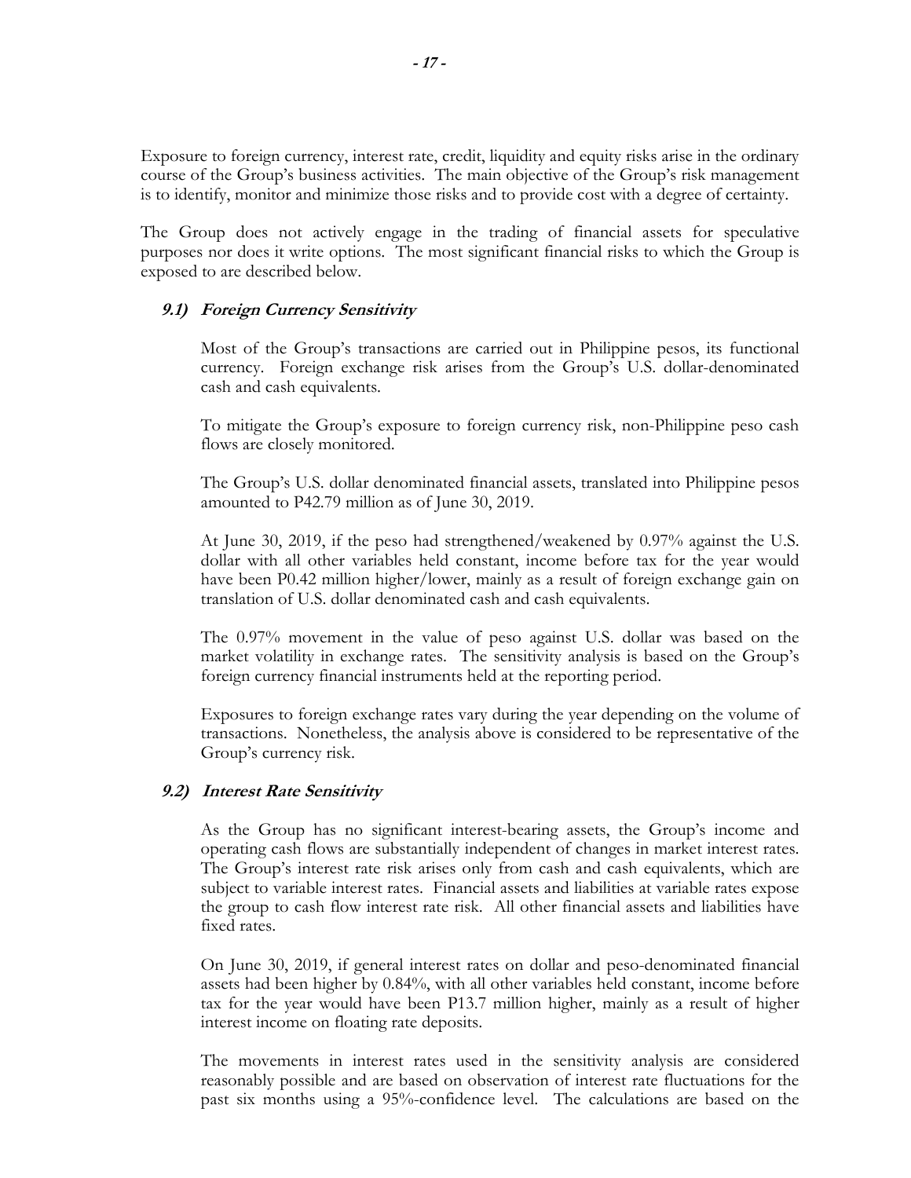Exposure to foreign currency, interest rate, credit, liquidity and equity risks arise in the ordinary course of the Group's business activities. The main objective of the Group's risk management is to identify, monitor and minimize those risks and to provide cost with a degree of certainty.

The Group does not actively engage in the trading of financial assets for speculative purposes nor does it write options. The most significant financial risks to which the Group is exposed to are described below.

### *9.1) Foreign Currency Sensitivity*

Most of the Group's transactions are carried out in Philippine pesos, its functional currency. Foreign exchange risk arises from the Group's U.S. dollar-denominated cash and cash equivalents.

To mitigate the Group's exposure to foreign currency risk, non-Philippine peso cash flows are closely monitored.

The Group's U.S. dollar denominated financial assets, translated into Philippine pesos amounted to P42.79 million as of June 30, 2019.

At June 30, 2019, if the peso had strengthened/weakened by 0.97% against the U.S. dollar with all other variables held constant, income before tax for the year would have been P0.42 million higher/lower, mainly as a result of foreign exchange gain on translation of U.S. dollar denominated cash and cash equivalents.

The 0.97% movement in the value of peso against U.S. dollar was based on the market volatility in exchange rates. The sensitivity analysis is based on the Group's foreign currency financial instruments held at the reporting period.

Exposures to foreign exchange rates vary during the year depending on the volume of transactions. Nonetheless, the analysis above is considered to be representative of the Group's currency risk.

### *9.2) Interest Rate Sensitivity*

As the Group has no significant interest-bearing assets, the Group's income and operating cash flows are substantially independent of changes in market interest rates. The Group's interest rate risk arises only from cash and cash equivalents, which are subject to variable interest rates. Financial assets and liabilities at variable rates expose the group to cash flow interest rate risk. All other financial assets and liabilities have fixed rates.

On June 30, 2019, if general interest rates on dollar and peso-denominated financial assets had been higher by 0.84%, with all other variables held constant, income before tax for the year would have been P13.7 million higher, mainly as a result of higher interest income on floating rate deposits.

The movements in interest rates used in the sensitivity analysis are considered reasonably possible and are based on observation of interest rate fluctuations for the past six months using a 95%-confidence level. The calculations are based on the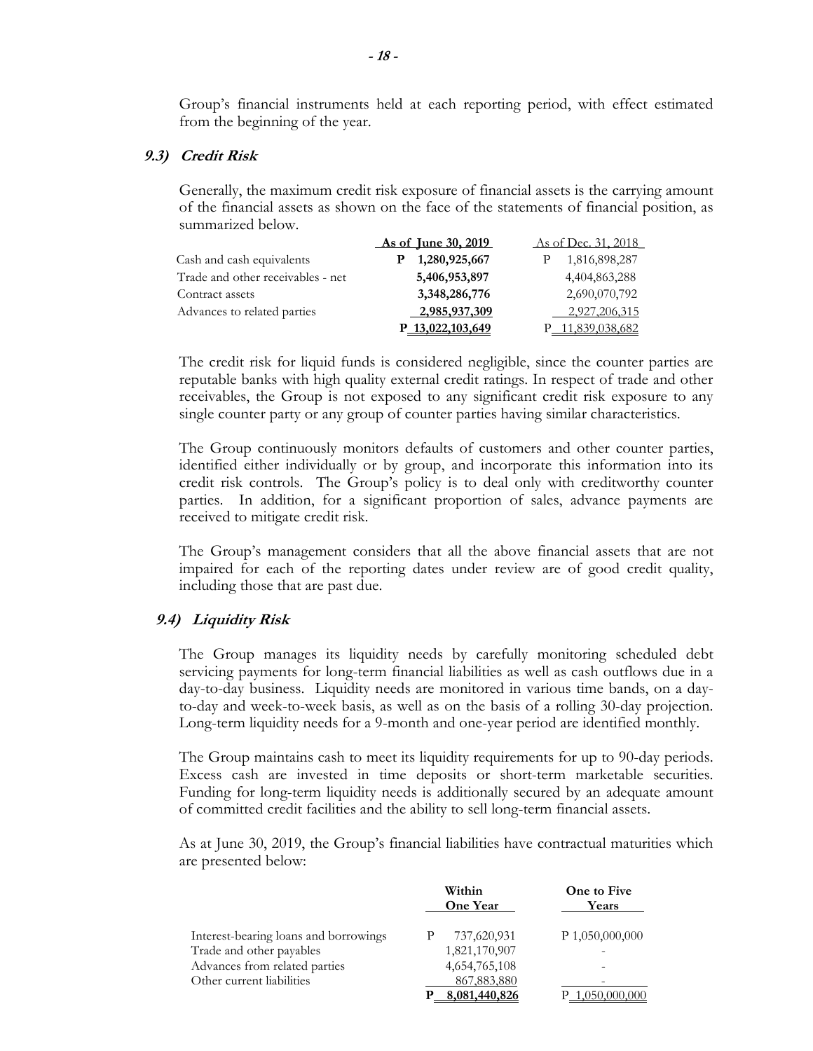Group's financial instruments held at each reporting period, with effect estimated from the beginning of the year.

### 9.3) *Credit Risk*

Generally, the maximum credit risk exposure of financial assets is the carrying amount of the financial assets as shown on the face of the statements of financial position, as summarized below.

| | **As of June 30, 2019** | As of Dec. 31, 2018 |
|---|---|---|
| Cash and cash equivalents | **P 1,280,925,667** | P 1,816,898,287 |
| Trade and other receivables - net | **5,406,953,897** | 4,404,863,288 |
| Contract assets | **3,348,286,776** | 2,690,070,792 |
| Advances to related parties | **2,985,937,309** | 2,927,206,315 |
| | **P 13,022,103,649** | P 11,839,038,682 |

The credit risk for liquid funds is considered negligible, since the counter parties are reputable banks with high quality external credit ratings. In respect of trade and other receivables, the Group is not exposed to any significant credit risk exposure to any single counter party or any group of counter parties having similar characteristics.

The Group continuously monitors defaults of customers and other counter parties, identified either individually or by group, and incorporate this information into its credit risk controls. The Group's policy is to deal only with creditworthy counter parties. In addition, for a significant proportion of sales, advance payments are received to mitigate credit risk.

The Group's management considers that all the above financial assets that are not impaired for each of the reporting dates under review are of good credit quality, including those that are past due.

### 9.4) *Liquidity Risk*

The Group manages its liquidity needs by carefully monitoring scheduled debt servicing payments for long-term financial liabilities as well as cash outflows due in a day-to-day business. Liquidity needs are monitored in various time bands, on a day-to-day and week-to-week basis, as well as on the basis of a rolling 30-day projection. Long-term liquidity needs for a 9-month and one-year period are identified monthly.

The Group maintains cash to meet its liquidity requirements for up to 90-day periods. Excess cash are invested in time deposits or short-term marketable securities. Funding for long-term liquidity needs is additionally secured by an adequate amount of committed credit facilities and the ability to sell long-term financial assets.

As at June 30, 2019, the Group's financial liabilities have contractual maturities which are presented below:

| | **Within One Year** | **One to Five Years** |
|---|---|---|
| Interest-bearing loans and borrowings | P 737,620,931 | P 1,050,000,000 |
| Trade and other payables | 1,821,170,907 | - |
| Advances from related parties | 4,654,765,108 | - |
| Other current liabilities | 867,883,880 | - |
| | **P 8,081,440,826** | P 1,050,000,000 |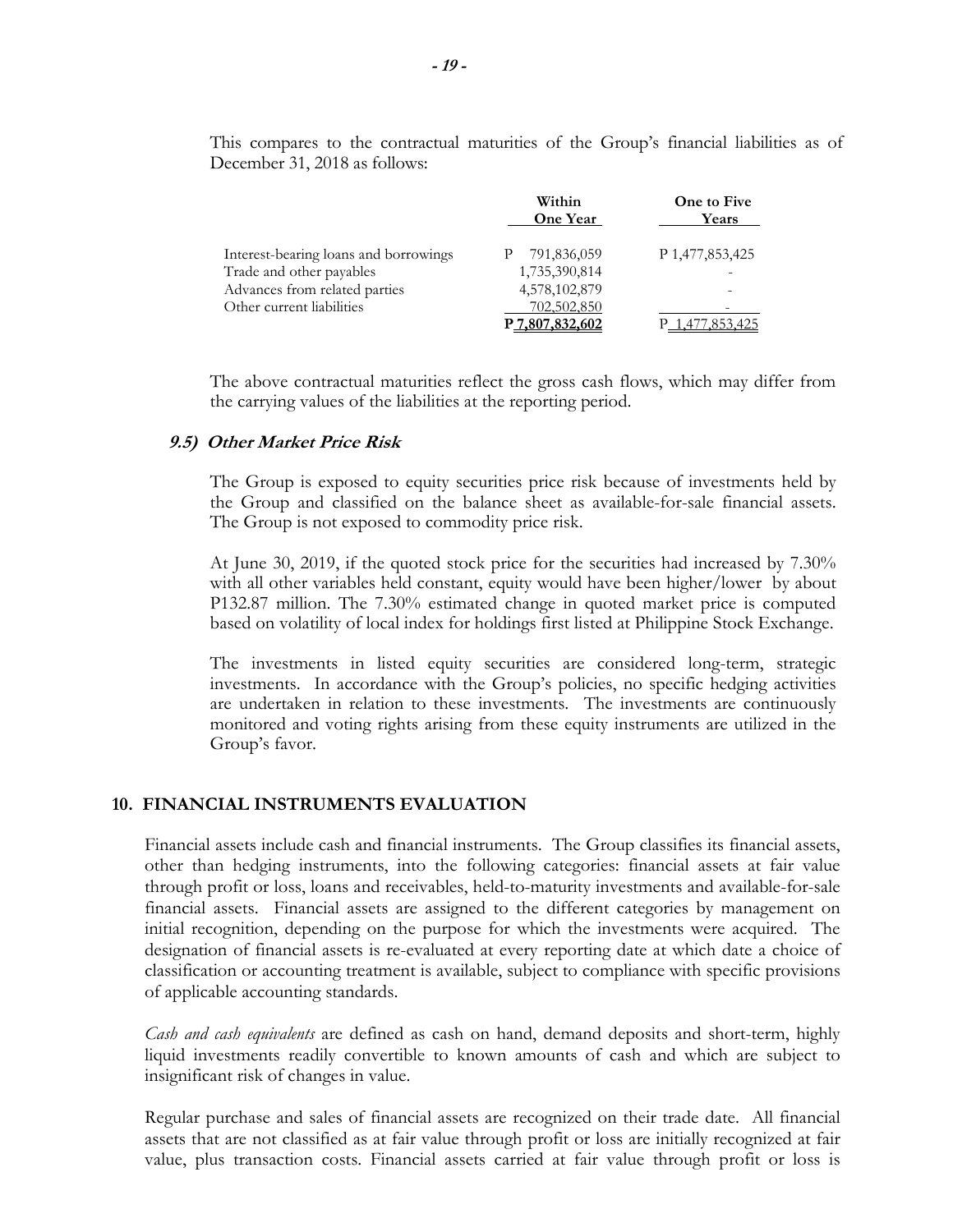This compares to the contractual maturities of the Group's financial liabilities as of December 31, 2018 as follows:

| | Within One Year | One to Five Years |
|---|---|---|
| Interest-bearing loans and borrowings | P 791,836,059 | P 1,477,853,425 |
| Trade and other payables | 1,735,390,814 | - |
| Advances from related parties | 4,578,102,879 | - |
| Other current liabilities | 702,502,850 | - |
| | P 7,807,832,602 | P 1,477,853,425 |

The above contractual maturities reflect the gross cash flows, which may differ from the carrying values of the liabilities at the reporting period.

### *9.5) Other Market Price Risk*

The Group is exposed to equity securities price risk because of investments held by the Group and classified on the balance sheet as available-for-sale financial assets. The Group is not exposed to commodity price risk.

At June 30, 2019, if the quoted stock price for the securities had increased by 7.30% with all other variables held constant, equity would have been higher/lower by about P132.87 million. The 7.30% estimated change in quoted market price is computed based on volatility of local index for holdings first listed at Philippine Stock Exchange.

The investments in listed equity securities are considered long-term, strategic investments. In accordance with the Group's policies, no specific hedging activities are undertaken in relation to these investments. The investments are continuously monitored and voting rights arising from these equity instruments are utilized in the Group's favor.

## 10. FINANCIAL INSTRUMENTS EVALUATION

Financial assets include cash and financial instruments. The Group classifies its financial assets, other than hedging instruments, into the following categories: financial assets at fair value through profit or loss, loans and receivables, held-to-maturity investments and available-for-sale financial assets. Financial assets are assigned to the different categories by management on initial recognition, depending on the purpose for which the investments were acquired. The designation of financial assets is re-evaluated at every reporting date at which date a choice of classification or accounting treatment is available, subject to compliance with specific provisions of applicable accounting standards.

*Cash and cash equivalents* are defined as cash on hand, demand deposits and short-term, highly liquid investments readily convertible to known amounts of cash and which are subject to insignificant risk of changes in value.

Regular purchase and sales of financial assets are recognized on their trade date. All financial assets that are not classified as at fair value through profit or loss are initially recognized at fair value, plus transaction costs. Financial assets carried at fair value through profit or loss is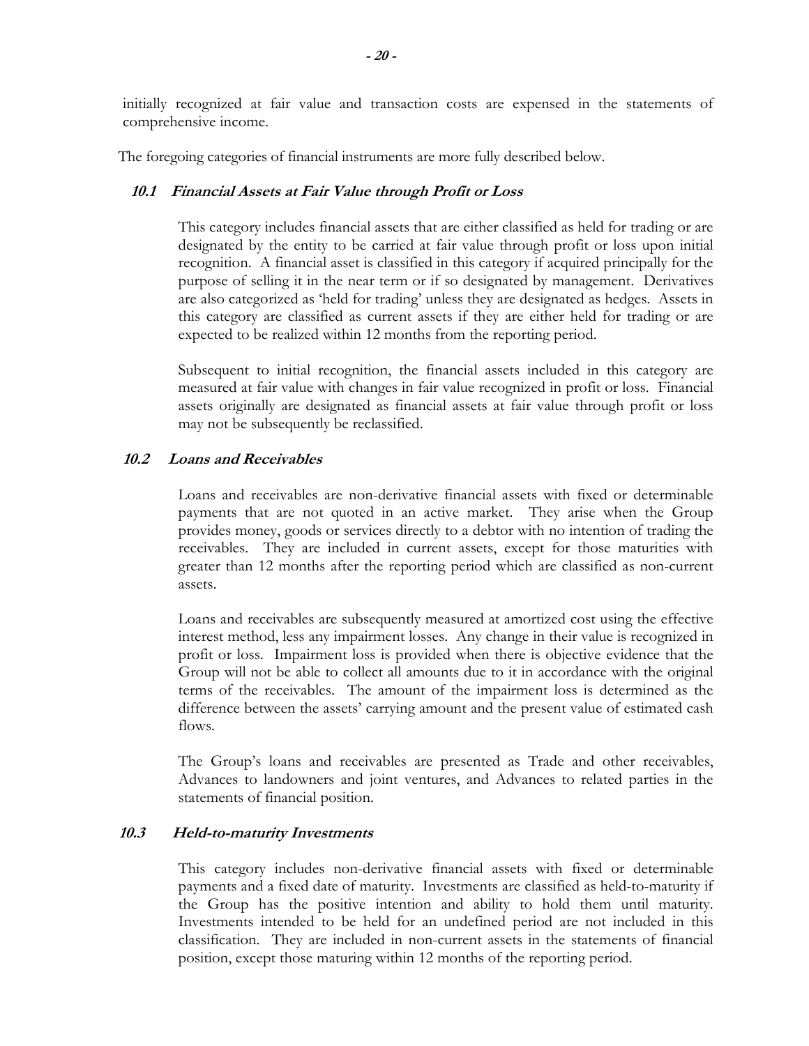initially recognized at fair value and transaction costs are expensed in the statements of comprehensive income.

The foregoing categories of financial instruments are more fully described below.

### *10.1 Financial Assets at Fair Value through Profit or Loss*

This category includes financial assets that are either classified as held for trading or are designated by the entity to be carried at fair value through profit or loss upon initial recognition. A financial asset is classified in this category if acquired principally for the purpose of selling it in the near term or if so designated by management. Derivatives are also categorized as 'held for trading' unless they are designated as hedges. Assets in this category are classified as current assets if they are either held for trading or are expected to be realized within 12 months from the reporting period.

Subsequent to initial recognition, the financial assets included in this category are measured at fair value with changes in fair value recognized in profit or loss. Financial assets originally are designated as financial assets at fair value through profit or loss may not be subsequently be reclassified.

### *10.2 Loans and Receivables*

Loans and receivables are non-derivative financial assets with fixed or determinable payments that are not quoted in an active market. They arise when the Group provides money, goods or services directly to a debtor with no intention of trading the receivables. They are included in current assets, except for those maturities with greater than 12 months after the reporting period which are classified as non-current assets.

Loans and receivables are subsequently measured at amortized cost using the effective interest method, less any impairment losses. Any change in their value is recognized in profit or loss. Impairment loss is provided when there is objective evidence that the Group will not be able to collect all amounts due to it in accordance with the original terms of the receivables. The amount of the impairment loss is determined as the difference between the assets' carrying amount and the present value of estimated cash flows.

The Group's loans and receivables are presented as Trade and other receivables, Advances to landowners and joint ventures, and Advances to related parties in the statements of financial position.

### *10.3 Held-to-maturity Investments*

This category includes non-derivative financial assets with fixed or determinable payments and a fixed date of maturity. Investments are classified as held-to-maturity if the Group has the positive intention and ability to hold them until maturity. Investments intended to be held for an undefined period are not included in this classification. They are included in non-current assets in the statements of financial position, except those maturing within 12 months of the reporting period.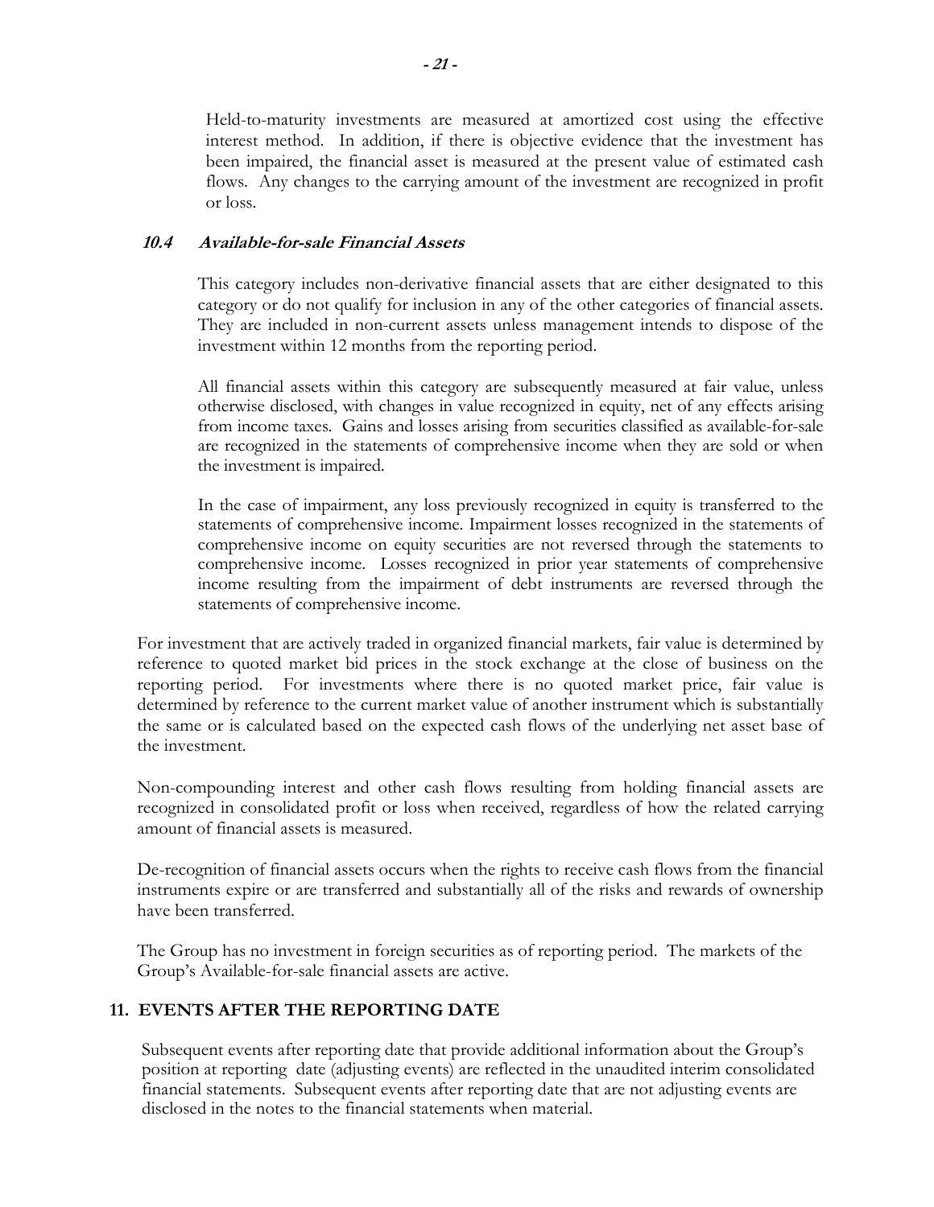Held-to-maturity investments are measured at amortized cost using the effective interest method. In addition, if there is objective evidence that the investment has been impaired, the financial asset is measured at the present value of estimated cash flows. Any changes to the carrying amount of the investment are recognized in profit or loss.

### *10.4 Available-for-sale Financial Assets*

This category includes non-derivative financial assets that are either designated to this category or do not qualify for inclusion in any of the other categories of financial assets. They are included in non-current assets unless management intends to dispose of the investment within 12 months from the reporting period.

All financial assets within this category are subsequently measured at fair value, unless otherwise disclosed, with changes in value recognized in equity, net of any effects arising from income taxes. Gains and losses arising from securities classified as available-for-sale are recognized in the statements of comprehensive income when they are sold or when the investment is impaired.

In the case of impairment, any loss previously recognized in equity is transferred to the statements of comprehensive income. Impairment losses recognized in the statements of comprehensive income on equity securities are not reversed through the statements to comprehensive income. Losses recognized in prior year statements of comprehensive income resulting from the impairment of debt instruments are reversed through the statements of comprehensive income.

For investment that are actively traded in organized financial markets, fair value is determined by reference to quoted market bid prices in the stock exchange at the close of business on the reporting period. For investments where there is no quoted market price, fair value is determined by reference to the current market value of another instrument which is substantially the same or is calculated based on the expected cash flows of the underlying net asset base of the investment.

Non-compounding interest and other cash flows resulting from holding financial assets are recognized in consolidated profit or loss when received, regardless of how the related carrying amount of financial assets is measured.

De-recognition of financial assets occurs when the rights to receive cash flows from the financial instruments expire or are transferred and substantially all of the risks and rewards of ownership have been transferred.

The Group has no investment in foreign securities as of reporting period. The markets of the Group's Available-for-sale financial assets are active.

## 11. EVENTS AFTER THE REPORTING DATE

Subsequent events after reporting date that provide additional information about the Group's position at reporting date (adjusting events) are reflected in the unaudited interim consolidated financial statements. Subsequent events after reporting date that are not adjusting events are disclosed in the notes to the financial statements when material.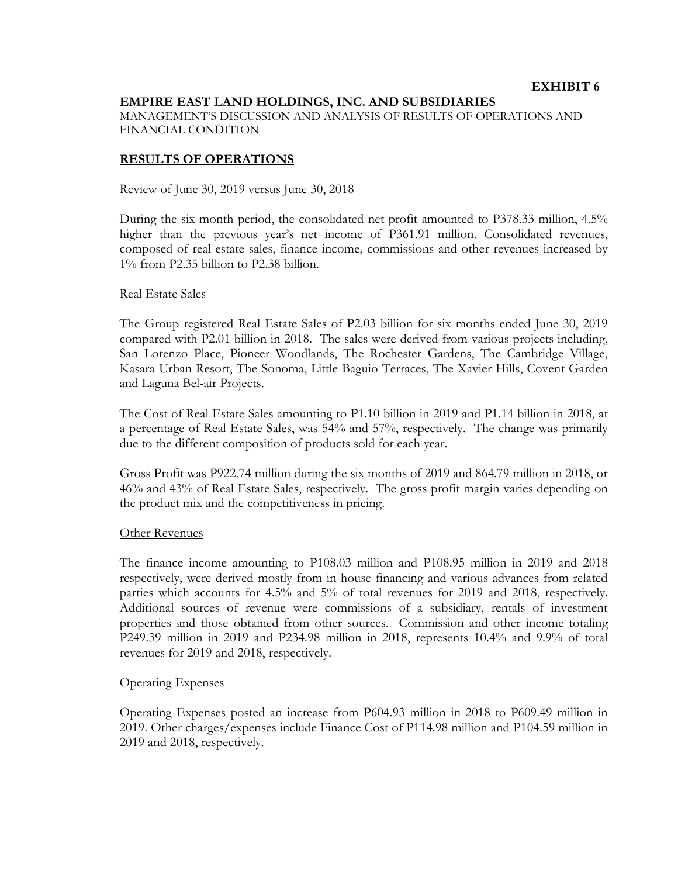**EXHIBIT 6**

**EMPIRE EAST LAND HOLDINGS, INC. AND SUBSIDIARIES**

MANAGEMENT'S DISCUSSION AND ANALYSIS OF RESULTS OF OPERATIONS AND FINANCIAL CONDITION

## RESULTS OF OPERATIONS

Review of June 30, 2019 versus June 30, 2018

During the six-month period, the consolidated net profit amounted to P378.33 million, 4.5% higher than the previous year's net income of P361.91 million. Consolidated revenues, composed of real estate sales, finance income, commissions and other revenues increased by 1% from P2.35 billion to P2.38 billion.

Real Estate Sales

The Group registered Real Estate Sales of P2.03 billion for six months ended June 30, 2019 compared with P2.01 billion in 2018. The sales were derived from various projects including, San Lorenzo Place, Pioneer Woodlands, The Rochester Gardens, The Cambridge Village, Kasara Urban Resort, The Sonoma, Little Baguio Terraces, The Xavier Hills, Covent Garden and Laguna Bel-air Projects.

The Cost of Real Estate Sales amounting to P1.10 billion in 2019 and P1.14 billion in 2018, at a percentage of Real Estate Sales, was 54% and 57%, respectively. The change was primarily due to the different composition of products sold for each year.

Gross Profit was P922.74 million during the six months of 2019 and 864.79 million in 2018, or 46% and 43% of Real Estate Sales, respectively. The gross profit margin varies depending on the product mix and the competitiveness in pricing.

Other Revenues

The finance income amounting to P108.03 million and P108.95 million in 2019 and 2018 respectively, were derived mostly from in-house financing and various advances from related parties which accounts for 4.5% and 5% of total revenues for 2019 and 2018, respectively. Additional sources of revenue were commissions of a subsidiary, rentals of investment properties and those obtained from other sources. Commission and other income totaling P249.39 million in 2019 and P234.98 million in 2018, represents 10.4% and 9.9% of total revenues for 2019 and 2018, respectively.

Operating Expenses

Operating Expenses posted an increase from P604.93 million in 2018 to P609.49 million in 2019. Other charges/expenses include Finance Cost of P114.98 million and P104.59 million in 2019 and 2018, respectively.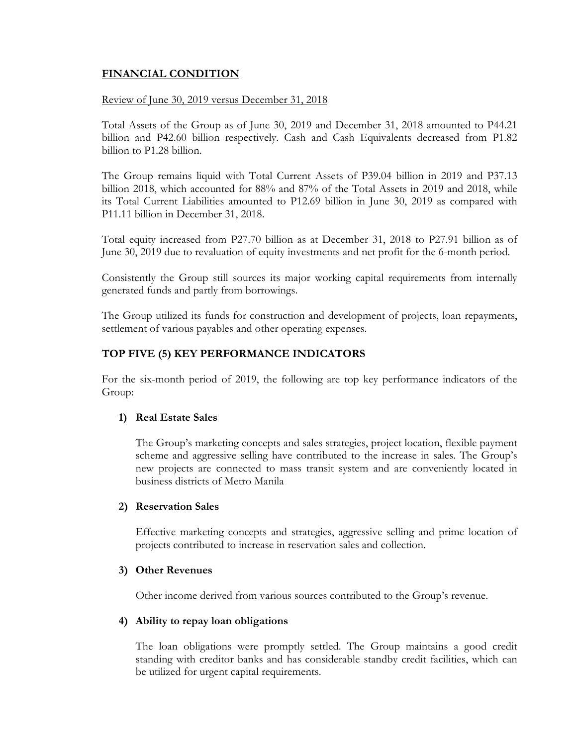## FINANCIAL CONDITION

Review of June 30, 2019 versus December 31, 2018

Total Assets of the Group as of June 30, 2019 and December 31, 2018 amounted to P44.21 billion and P42.60 billion respectively. Cash and Cash Equivalents decreased from P1.82 billion to P1.28 billion.

The Group remains liquid with Total Current Assets of P39.04 billion in 2019 and P37.13 billion 2018, which accounted for 88% and 87% of the Total Assets in 2019 and 2018, while its Total Current Liabilities amounted to P12.69 billion in June 30, 2019 as compared with P11.11 billion in December 31, 2018.

Total equity increased from P27.70 billion as at December 31, 2018 to P27.91 billion as of June 30, 2019 due to revaluation of equity investments and net profit for the 6-month period.

Consistently the Group still sources its major working capital requirements from internally generated funds and partly from borrowings.

The Group utilized its funds for construction and development of projects, loan repayments, settlement of various payables and other operating expenses.

## TOP FIVE (5) KEY PERFORMANCE INDICATORS

For the six-month period of 2019, the following are top key performance indicators of the Group:

**1) Real Estate Sales**

The Group's marketing concepts and sales strategies, project location, flexible payment scheme and aggressive selling have contributed to the increase in sales. The Group's new projects are connected to mass transit system and are conveniently located in business districts of Metro Manila

**2) Reservation Sales**

Effective marketing concepts and strategies, aggressive selling and prime location of projects contributed to increase in reservation sales and collection.

**3) Other Revenues**

Other income derived from various sources contributed to the Group's revenue.

**4) Ability to repay loan obligations**

The loan obligations were promptly settled. The Group maintains a good credit standing with creditor banks and has considerable standby credit facilities, which can be utilized for urgent capital requirements.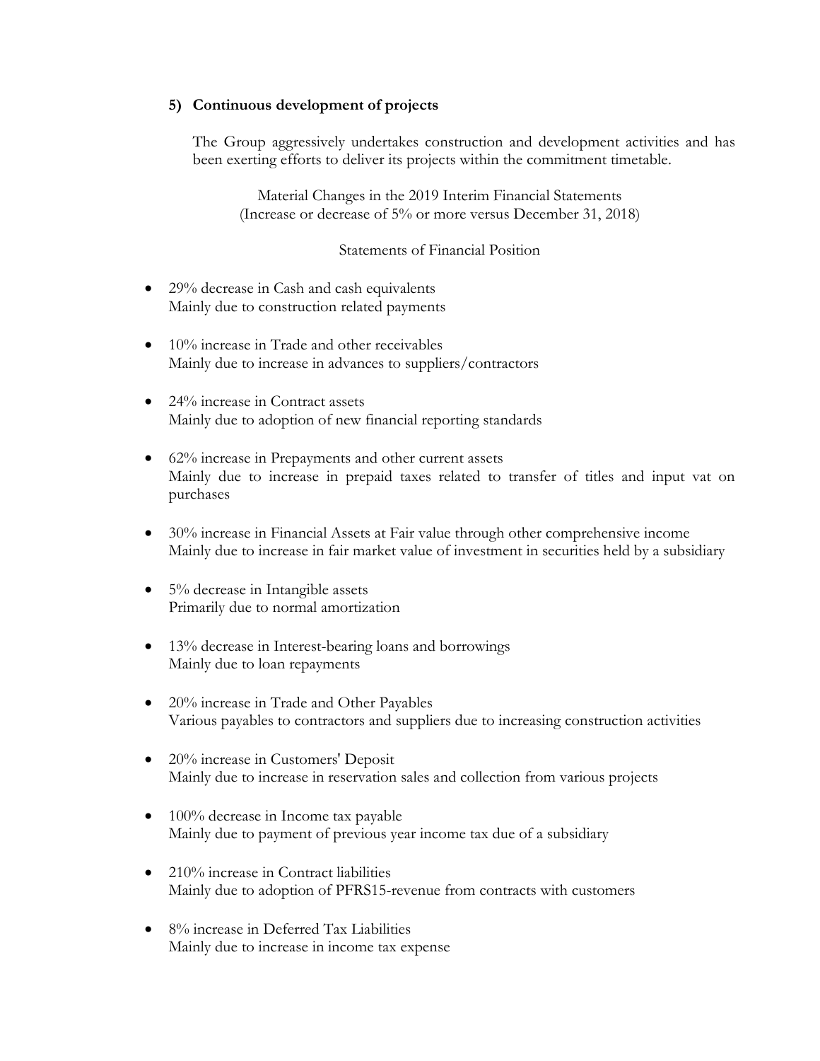**5) Continuous development of projects**

The Group aggressively undertakes construction and development activities and has been exerting efforts to deliver its projects within the commitment timetable.

Material Changes in the 2019 Interim Financial Statements
(Increase or decrease of 5% or more versus December 31, 2018)

Statements of Financial Position

- 29% decrease in Cash and cash equivalents
  Mainly due to construction related payments

- 10% increase in Trade and other receivables
  Mainly due to increase in advances to suppliers/contractors

- 24% increase in Contract assets
  Mainly due to adoption of new financial reporting standards

- 62% increase in Prepayments and other current assets
  Mainly due to increase in prepaid taxes related to transfer of titles and input vat on purchases

- 30% increase in Financial Assets at Fair value through other comprehensive income
  Mainly due to increase in fair market value of investment in securities held by a subsidiary

- 5% decrease in Intangible assets
  Primarily due to normal amortization

- 13% decrease in Interest-bearing loans and borrowings
  Mainly due to loan repayments

- 20% increase in Trade and Other Payables
  Various payables to contractors and suppliers due to increasing construction activities

- 20% increase in Customers' Deposit
  Mainly due to increase in reservation sales and collection from various projects

- 100% decrease in Income tax payable
  Mainly due to payment of previous year income tax due of a subsidiary

- 210% increase in Contract liabilities
  Mainly due to adoption of PFRS15-revenue from contracts with customers

- 8% increase in Deferred Tax Liabilities
  Mainly due to increase in income tax expense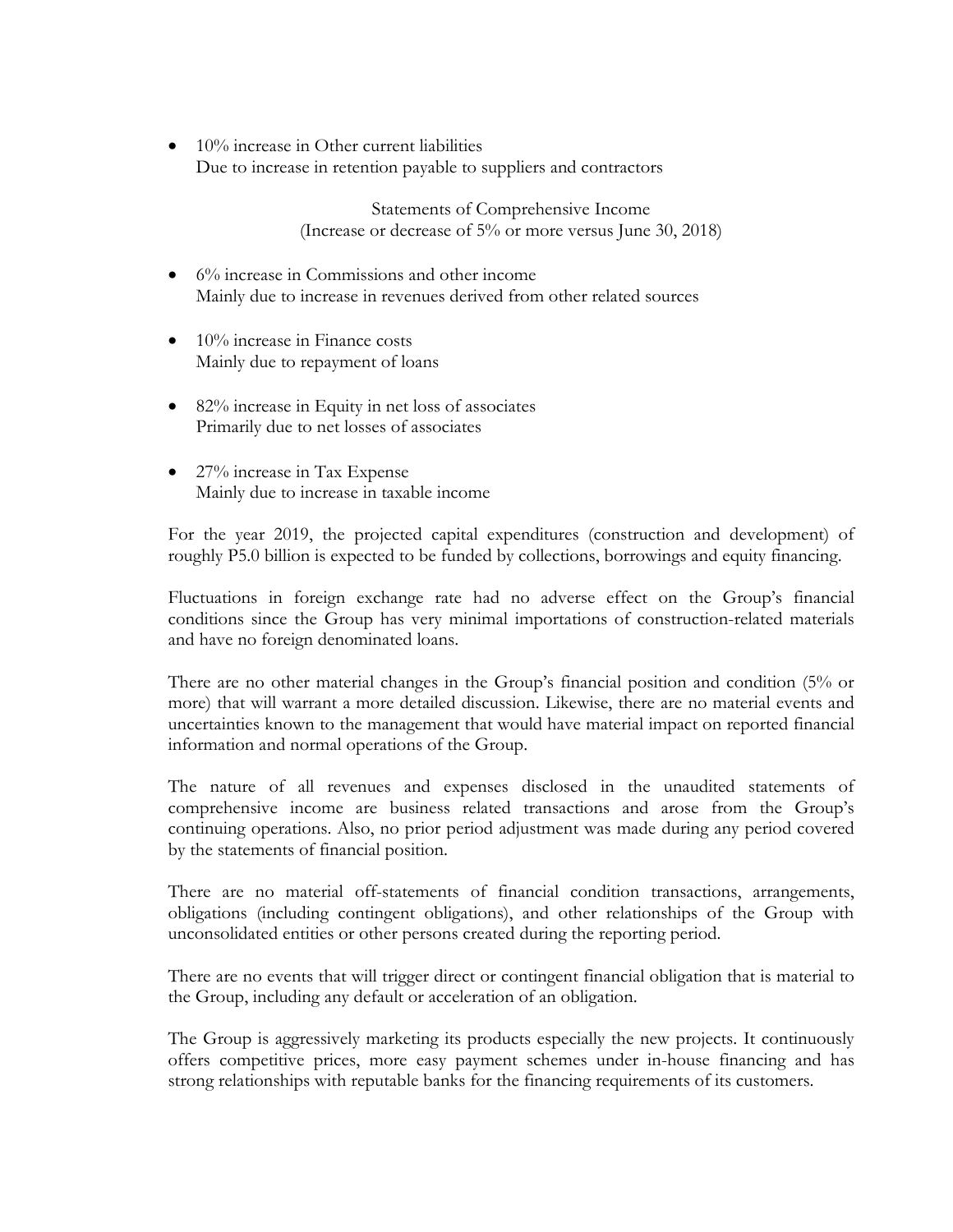- 10% increase in Other current liabilities
  Due to increase in retention payable to suppliers and contractors

Statements of Comprehensive Income
(Increase or decrease of 5% or more versus June 30, 2018)

- 6% increase in Commissions and other income
  Mainly due to increase in revenues derived from other related sources

- 10% increase in Finance costs
  Mainly due to repayment of loans

- 82% increase in Equity in net loss of associates
  Primarily due to net losses of associates

- 27% increase in Tax Expense
  Mainly due to increase in taxable income

For the year 2019, the projected capital expenditures (construction and development) of roughly P5.0 billion is expected to be funded by collections, borrowings and equity financing.

Fluctuations in foreign exchange rate had no adverse effect on the Group's financial conditions since the Group has very minimal importations of construction-related materials and have no foreign denominated loans.

There are no other material changes in the Group's financial position and condition (5% or more) that will warrant a more detailed discussion. Likewise, there are no material events and uncertainties known to the management that would have material impact on reported financial information and normal operations of the Group.

The nature of all revenues and expenses disclosed in the unaudited statements of comprehensive income are business related transactions and arose from the Group's continuing operations. Also, no prior period adjustment was made during any period covered by the statements of financial position.

There are no material off-statements of financial condition transactions, arrangements, obligations (including contingent obligations), and other relationships of the Group with unconsolidated entities or other persons created during the reporting period.

There are no events that will trigger direct or contingent financial obligation that is material to the Group, including any default or acceleration of an obligation.

The Group is aggressively marketing its products especially the new projects. It continuously offers competitive prices, more easy payment schemes under in-house financing and has strong relationships with reputable banks for the financing requirements of its customers.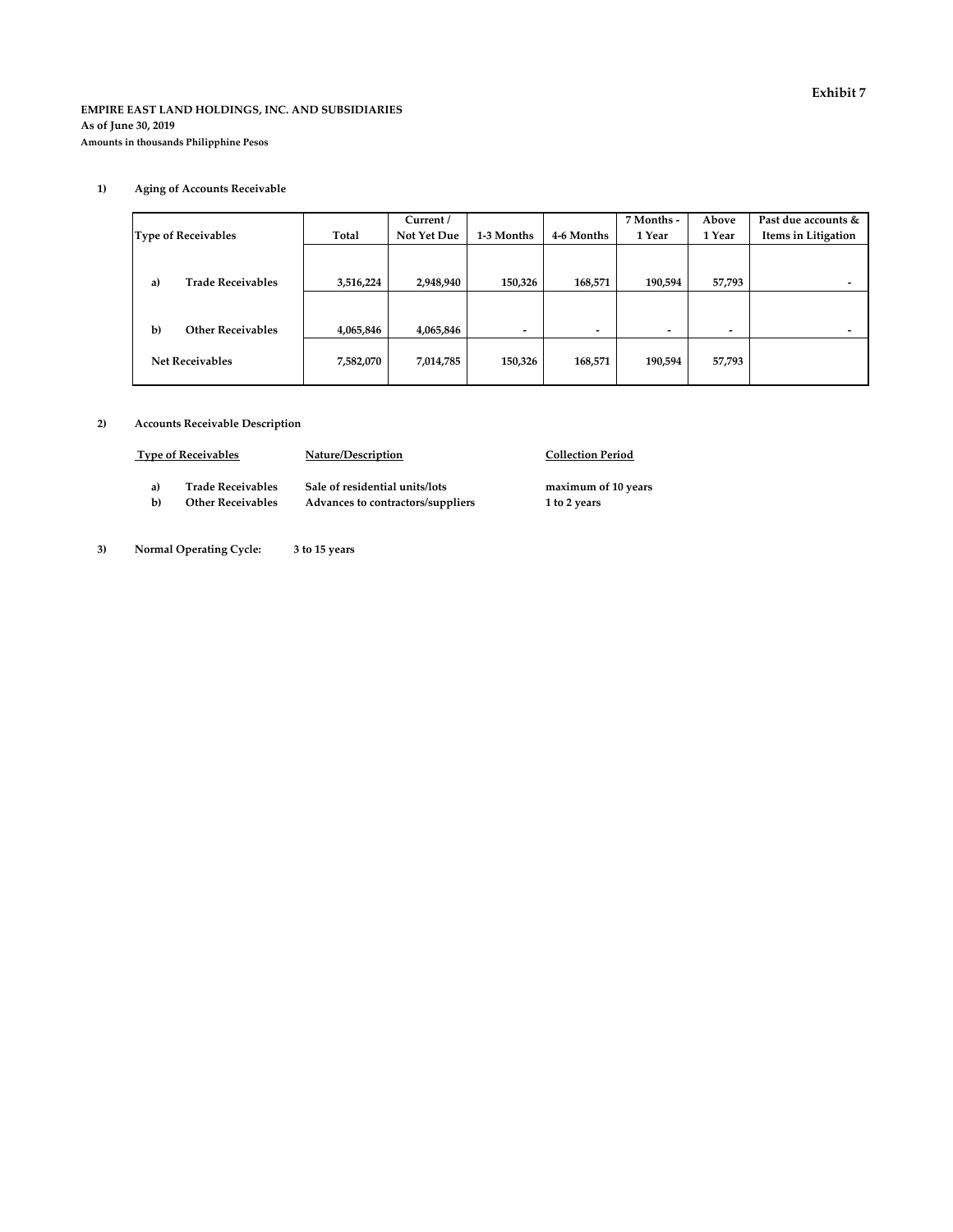**Exhibit 7**

**EMPIRE EAST LAND HOLDINGS, INC. AND SUBSIDIARIES**
**As of June 30, 2019**
**Amounts in thousands Philipphine Pesos**

**1) Aging of Accounts Receivable**

| Type of Receivables | Total | Current / Not Yet Due | 1-3 Months | 4-6 Months | 7 Months - 1 Year | Above 1 Year | Past due accounts & Items in Litigation |
|---|---|---|---|---|---|---|---|
| a) Trade Receivables | 3,516,224 | 2,948,940 | 150,326 | 168,571 | 190,594 | 57,793 | - |
| b) Other Receivables | 4,065,846 | 4,065,846 | - | - | - | - | - |
| Net Receivables | 7,582,070 | 7,014,785 | 150,326 | 168,571 | 190,594 | 57,793 | |

**2) Accounts Receivable Description**

| Type of Receivables | Nature/Description | Collection Period |
|---|---|---|
| a) Trade Receivables | Sale of residential units/lots | maximum of 10 years |
| b) Other Receivables | Advances to contractors/suppliers | 1 to 2 years |

**3) Normal Operating Cycle:** 3 to 15 years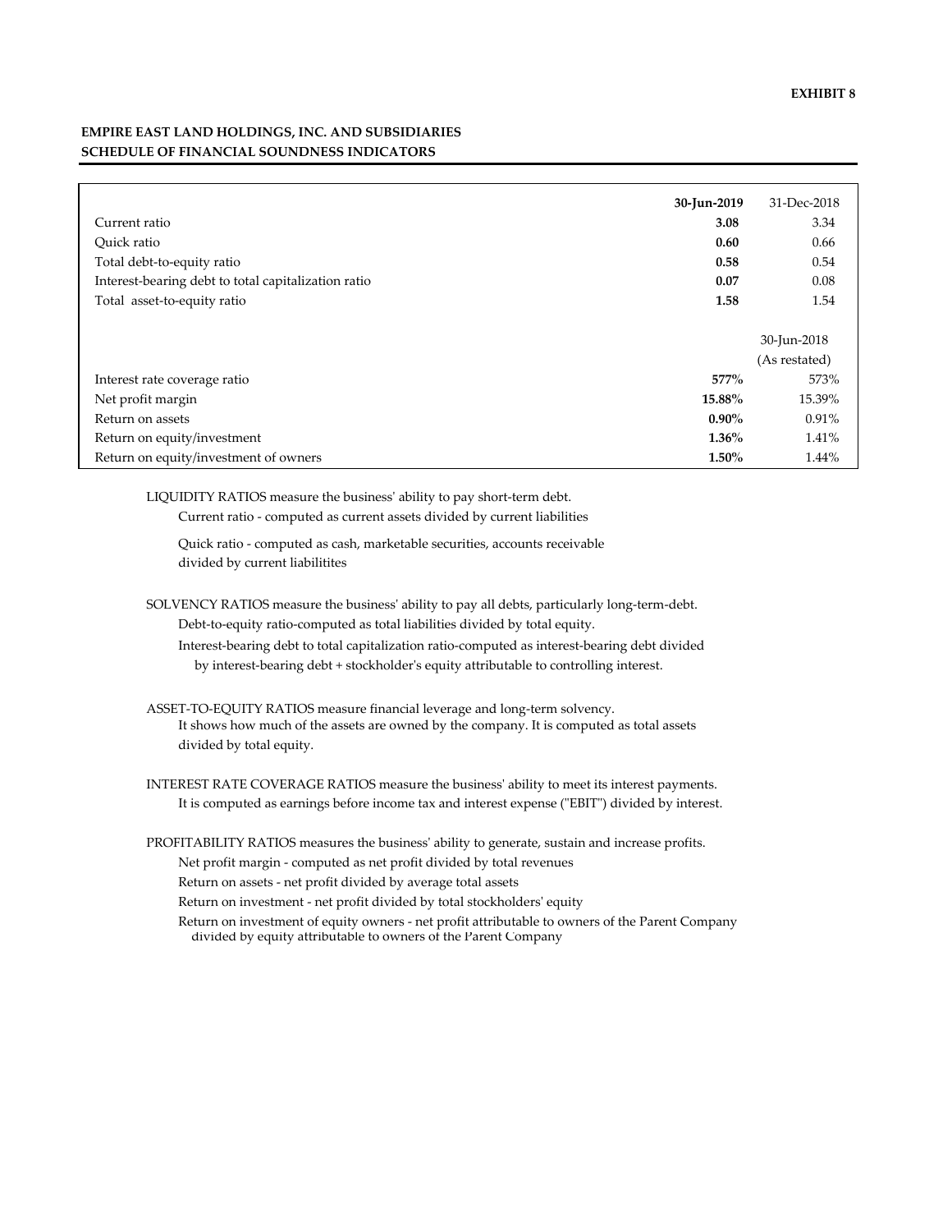**EXHIBIT 8**

**EMPIRE EAST LAND HOLDINGS, INC. AND SUBSIDIARIES**
**SCHEDULE OF FINANCIAL SOUNDNESS INDICATORS**

| | 30-Jun-2019 | 31-Dec-2018 |
|---|---|---|
| Current ratio | **3.08** | 3.34 |
| Quick ratio | **0.60** | 0.66 |
| Total debt-to-equity ratio | **0.58** | 0.54 |
| Interest-bearing debt to total capitalization ratio | **0.07** | 0.08 |
| Total asset-to-equity ratio | **1.58** | 1.54 |
| | | 30-Jun-2018 (As restated) |
| Interest rate coverage ratio | **577%** | 573% |
| Net profit margin | **15.88%** | 15.39% |
| Return on assets | **0.90%** | 0.91% |
| Return on equity/investment | **1.36%** | 1.41% |
| Return on equity/investment of owners | **1.50%** | 1.44% |

LIQUIDITY RATIOS measure the business' ability to pay short-term debt.

Current ratio - computed as current assets divided by current liabilities

Quick ratio - computed as cash, marketable securities, accounts receivable divided by current liabilitites

SOLVENCY RATIOS measure the business' ability to pay all debts, particularly long-term-debt.

Debt-to-equity ratio-computed as total liabilities divided by total equity.

Interest-bearing debt to total capitalization ratio-computed as interest-bearing debt divided by interest-bearing debt + stockholder's equity attributable to controlling interest.

ASSET-TO-EQUITY RATIOS measure financial leverage and long-term solvency.
It shows how much of the assets are owned by the company. It is computed as total assets divided by total equity.

INTEREST RATE COVERAGE RATIOS measure the business' ability to meet its interest payments.
It is computed as earnings before income tax and interest expense ("EBIT") divided by interest.

PROFITABILITY RATIOS measures the business' ability to generate, sustain and increase profits.

Net profit margin - computed as net profit divided by total revenues

Return on assets - net profit divided by average total assets

Return on investment - net profit divided by total stockholders' equity

Return on investment of equity owners - net profit attributable to owners of the Parent Company divided by equity attributable to owners of the Parent Company